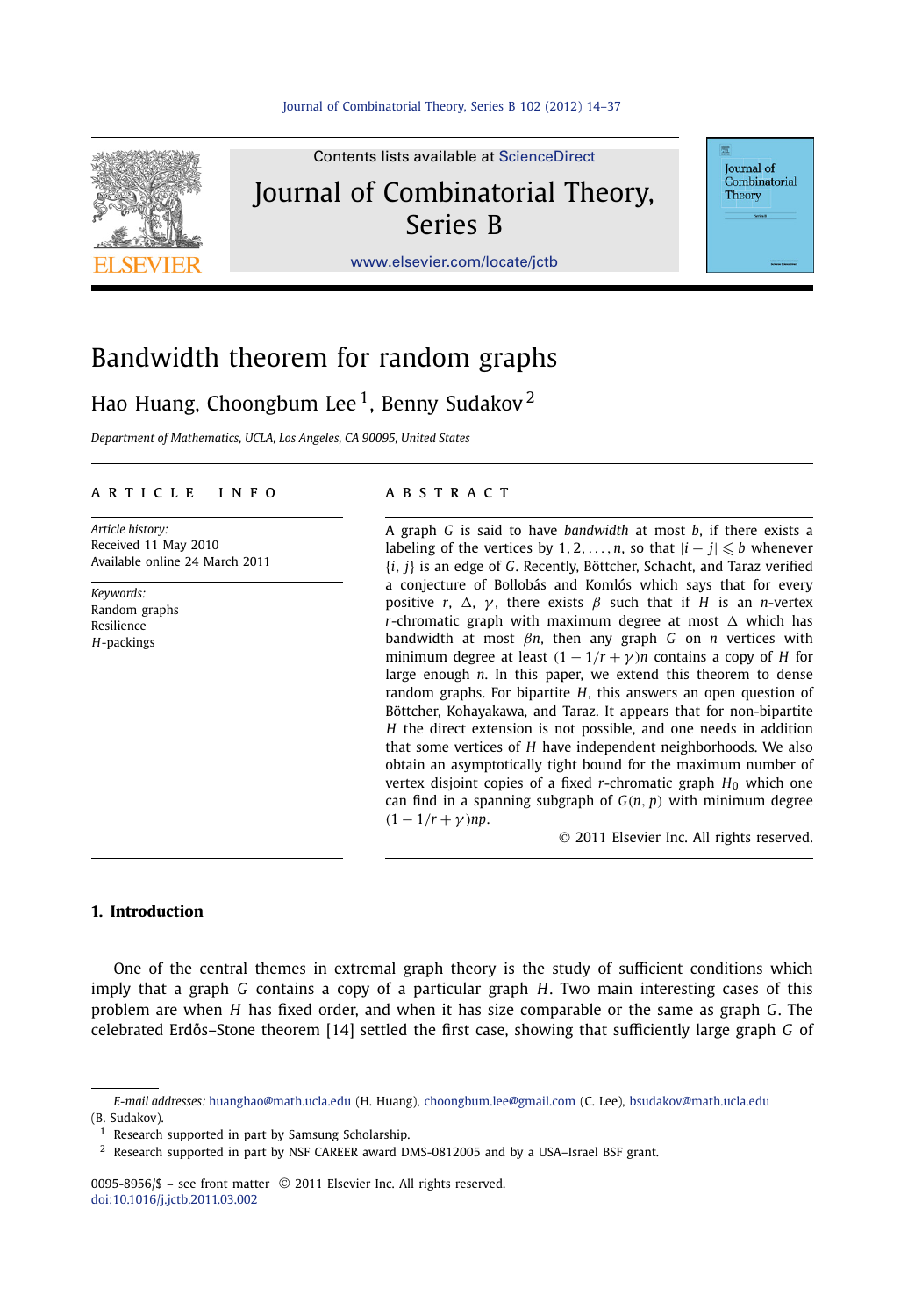Contents lists available at ScienceDirect

# Journal of Combinatorial Theory, Series B

www.elsevier.com/locate/jctb

# Bandwidth theorem for random graphs

Hao Huang, Choongbum Lee [1], Benny Sudakov [2]

*Department of Mathematics, UCLA, Los Angeles, CA 90095, United States*

## ARTICLE INFO

*Article history:*
Received 11 May 2010
Available online 24 March 2011

*Keywords:*
Random graphs
Resilience
$H$-packings

## ABSTRACT

A graph $G$ is said to have *bandwidth* at most $b$, if there exists a labeling of the vertices by $1, 2, \ldots, n$, so that $|i - j| \leqslant b$ whenever $\{i, j\}$ is an edge of $G$. Recently, Böttcher, Schacht, and Taraz verified a conjecture of Bollobás and Komlós which says that for every positive $r$, $\Delta$, $\gamma$, there exists $\beta$ such that if $H$ is an $n$-vertex $r$-chromatic graph with maximum degree at most $\Delta$ which has bandwidth at most $\beta n$, then any graph $G$ on $n$ vertices with minimum degree at least $(1 - 1/r + \gamma)n$ contains a copy of $H$ for large enough $n$. In this paper, we extend this theorem to dense random graphs. For bipartite $H$, this answers an open question of Böttcher, Kohayakawa, and Taraz. It appears that for non-bipartite $H$ the direct extension is not possible, and one needs in addition that some vertices of $H$ have independent neighborhoods. We also obtain an asymptotically tight bound for the maximum number of vertex disjoint copies of a fixed $r$-chromatic graph $H_0$ which one can find in a spanning subgraph of $G(n, p)$ with minimum degree $(1 - 1/r + \gamma)np$.

© 2011 Elsevier Inc. All rights reserved.

## 1. Introduction

One of the central themes in extremal graph theory is the study of sufficient conditions which imply that a graph $G$ contains a copy of a particular graph $H$. Two main interesting cases of this problem are when $H$ has fixed order, and when it has size comparable or the same as graph $G$. The celebrated Erdős–Stone theorem [14] settled the first case, showing that sufficiently large graph $G$ of

---

*E-mail addresses:* huanghao@math.ucla.edu (H. Huang), choongbum.lee@gmail.com (C. Lee), bsudakov@math.ucla.edu (B. Sudakov).

[1] Research supported in part by Samsung Scholarship.

[2] Research supported in part by NSF CAREER award DMS-0812005 and by a USA–Israel BSF grant.

0095-8956/$ – see front matter © 2011 Elsevier Inc. All rights reserved.
doi:10.1016/j.jctb.2011.03.002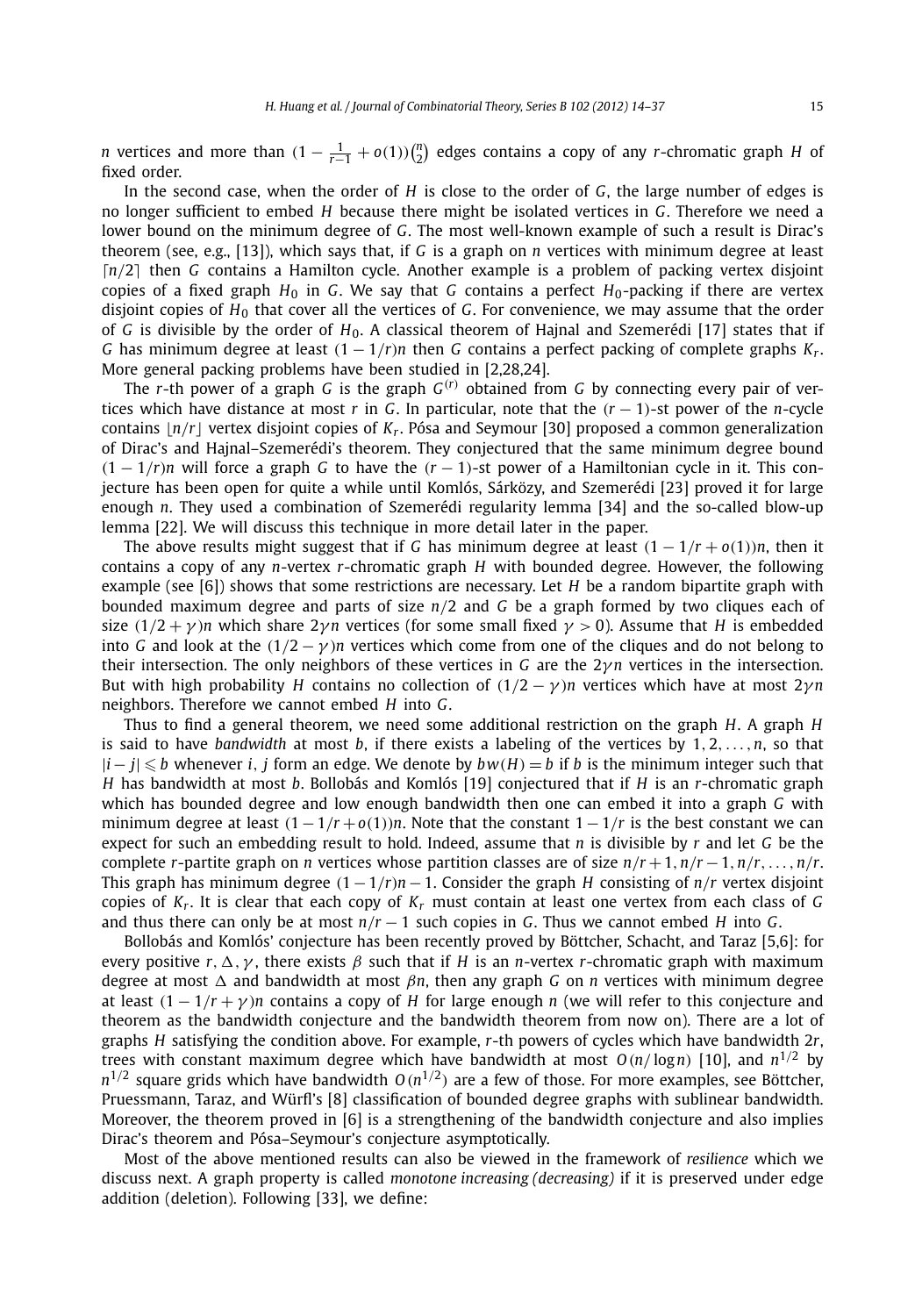$n$ vertices and more than $(1 - \frac{1}{r-1} + o(1))\binom{n}{2}$ edges contains a copy of any $r$-chromatic graph $H$ of fixed order.

In the second case, when the order of $H$ is close to the order of $G$, the large number of edges is no longer sufficient to embed $H$ because there might be isolated vertices in $G$. Therefore we need a lower bound on the minimum degree of $G$. The most well-known example of such a result is Dirac's theorem (see, e.g., [13]), which says that, if $G$ is a graph on $n$ vertices with minimum degree at least $\lceil n/2 \rceil$ then $G$ contains a Hamilton cycle. Another example is a problem of packing vertex disjoint copies of a fixed graph $H_0$ in $G$. We say that $G$ contains a perfect $H_0$-packing if there are vertex disjoint copies of $H_0$ that cover all the vertices of $G$. For convenience, we may assume that the order of $G$ is divisible by the order of $H_0$. A classical theorem of Hajnal and Szemerédi [17] states that if $G$ has minimum degree at least $(1 - 1/r)n$ then $G$ contains a perfect packing of complete graphs $K_r$. More general packing problems have been studied in [2,28,24].

The $r$-th power of a graph $G$ is the graph $G^{(r)}$ obtained from $G$ by connecting every pair of vertices which have distance at most $r$ in $G$. In particular, note that the $(r-1)$-st power of the $n$-cycle contains $\lfloor n/r \rfloor$ vertex disjoint copies of $K_r$. Pósa and Seymour [30] proposed a common generalization of Dirac's and Hajnal–Szemerédi's theorem. They conjectured that the same minimum degree bound $(1 - 1/r)n$ will force a graph $G$ to have the $(r-1)$-st power of a Hamiltonian cycle in it. This conjecture has been open for quite a while until Komlós, Sárközy, and Szemerédi [23] proved it for large enough $n$. They used a combination of Szemerédi regularity lemma [34] and the so-called blow-up lemma [22]. We will discuss this technique in more detail later in the paper.

The above results might suggest that if $G$ has minimum degree at least $(1 - 1/r + o(1))n$, then it contains a copy of any $n$-vertex $r$-chromatic graph $H$ with bounded degree. However, the following example (see [6]) shows that some restrictions are necessary. Let $H$ be a random bipartite graph with bounded maximum degree and parts of size $n/2$ and $G$ be a graph formed by two cliques each of size $(1/2 + \gamma)n$ which share $2\gamma n$ vertices (for some small fixed $\gamma > 0$). Assume that $H$ is embedded into $G$ and look at the $(1/2 - \gamma)n$ vertices which come from one of the cliques and do not belong to their intersection. The only neighbors of these vertices in $G$ are the $2\gamma n$ vertices in the intersection. But with high probability $H$ contains no collection of $(1/2 - \gamma)n$ vertices which have at most $2\gamma n$ neighbors. Therefore we cannot embed $H$ into $G$.

Thus to find a general theorem, we need some additional restriction on the graph $H$. A graph $H$ is said to have *bandwidth* at most $b$, if there exists a labeling of the vertices by $1, 2, \ldots, n$, so that $|i - j| \leqslant b$ whenever $i, j$ form an edge. We denote by $bw(H) = b$ if $b$ is the minimum integer such that $H$ has bandwidth at most $b$. Bollobás and Komlós [19] conjectured that if $H$ is an $r$-chromatic graph which has bounded degree and low enough bandwidth then one can embed it into a graph $G$ with minimum degree at least $(1 - 1/r + o(1))n$. Note that the constant $1 - 1/r$ is the best constant we can expect for such an embedding result to hold. Indeed, assume that $n$ is divisible by $r$ and let $G$ be the complete $r$-partite graph on $n$ vertices whose partition classes are of size $n/r + 1, n/r - 1, n/r, \ldots, n/r$. This graph has minimum degree $(1 - 1/r)n - 1$. Consider the graph $H$ consisting of $n/r$ vertex disjoint copies of $K_r$. It is clear that each copy of $K_r$ must contain at least one vertex from each class of $G$ and thus there can only be at most $n/r - 1$ such copies in $G$. Thus we cannot embed $H$ into $G$.

Bollobás and Komlós' conjecture has been recently proved by Böttcher, Schacht, and Taraz [5,6]: for every positive $r, \Delta, \gamma$, there exists $\beta$ such that if $H$ is an $n$-vertex $r$-chromatic graph with maximum degree at most $\Delta$ and bandwidth at most $\beta n$, then any graph $G$ on $n$ vertices with minimum degree at least $(1 - 1/r + \gamma)n$ contains a copy of $H$ for large enough $n$ (we will refer to this conjecture and theorem as the bandwidth conjecture and the bandwidth theorem from now on). There are a lot of graphs $H$ satisfying the condition above. For example, $r$-th powers of cycles which have bandwidth $2r$, trees with constant maximum degree which have bandwidth at most $O(n/\log n)$ [10], and $n^{1/2}$ by $n^{1/2}$ square grids which have bandwidth $O(n^{1/2})$ are a few of those. For more examples, see Böttcher, Pruessmann, Taraz, and Würfl's [8] classification of bounded degree graphs with sublinear bandwidth. Moreover, the theorem proved in [6] is a strengthening of the bandwidth conjecture and also implies Dirac's theorem and Pósa–Seymour's conjecture asymptotically.

Most of the above mentioned results can also be viewed in the framework of *resilience* which we discuss next. A graph property is called *monotone increasing (decreasing)* if it is preserved under edge addition (deletion). Following [33], we define: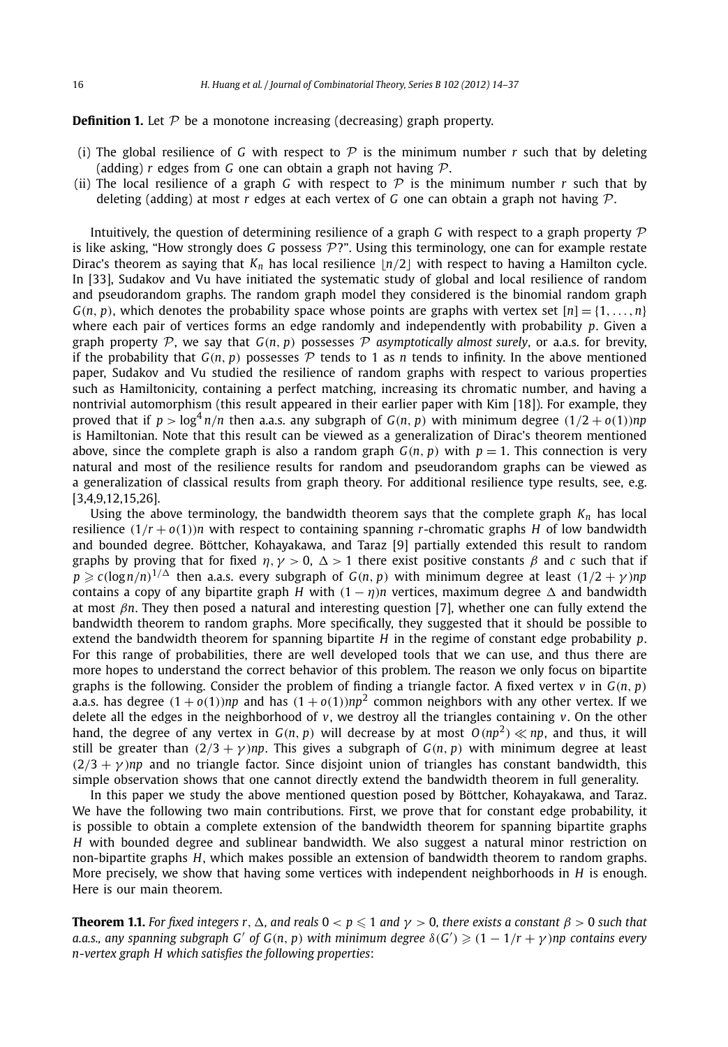**Definition 1.** Let $\mathcal{P}$ be a monotone increasing (decreasing) graph property.

- (i) The global resilience of $G$ with respect to $\mathcal{P}$ is the minimum number $r$ such that by deleting (adding) $r$ edges from $G$ one can obtain a graph not having $\mathcal{P}$.
- (ii) The local resilience of a graph $G$ with respect to $\mathcal{P}$ is the minimum number $r$ such that by deleting (adding) at most $r$ edges at each vertex of $G$ one can obtain a graph not having $\mathcal{P}$.

Intuitively, the question of determining resilience of a graph $G$ with respect to a graph property $\mathcal{P}$ is like asking, "How strongly does $G$ possess $\mathcal{P}$?". Using this terminology, one can for example restate Dirac's theorem as saying that $K_n$ has local resilience $\lfloor n/2 \rfloor$ with respect to having a Hamilton cycle. In [33], Sudakov and Vu have initiated the systematic study of global and local resilience of random and pseudorandom graphs. The random graph model they considered is the binomial random graph $G(n, p)$, which denotes the probability space whose points are graphs with vertex set $[n] = \{1, \dots, n\}$ where each pair of vertices forms an edge randomly and independently with probability $p$. Given a graph property $\mathcal{P}$, we say that $G(n, p)$ possesses $\mathcal{P}$ *asymptotically almost surely*, or a.a.s. for brevity, if the probability that $G(n, p)$ possesses $\mathcal{P}$ tends to 1 as $n$ tends to infinity. In the above mentioned paper, Sudakov and Vu studied the resilience of random graphs with respect to various properties such as Hamiltonicity, containing a perfect matching, increasing its chromatic number, and having a nontrivial automorphism (this result appeared in their earlier paper with Kim [18]). For example, they proved that if $p > \log^4 n/n$ then a.a.s. any subgraph of $G(n, p)$ with minimum degree $(1/2 + o(1))np$ is Hamiltonian. Note that this result can be viewed as a generalization of Dirac's theorem mentioned above, since the complete graph is also a random graph $G(n, p)$ with $p = 1$. This connection is very natural and most of the resilience results for random and pseudorandom graphs can be viewed as a generalization of classical results from graph theory. For additional resilience type results, see, e.g. [3,4,9,12,15,26].

Using the above terminology, the bandwidth theorem says that the complete graph $K_n$ has local resilience $(1/r + o(1))n$ with respect to containing spanning $r$-chromatic graphs $H$ of low bandwidth and bounded degree. Böttcher, Kohayakawa, and Taraz [9] partially extended this result to random graphs by proving that for fixed $\eta, \gamma > 0$, $\Delta > 1$ there exist positive constants $\beta$ and $c$ such that if $p \geqslant c(\log n/n)^{1/\Delta}$ then a.a.s. every subgraph of $G(n, p)$ with minimum degree at least $(1/2 + \gamma)np$ contains a copy of any bipartite graph $H$ with $(1 - \eta)n$ vertices, maximum degree $\Delta$ and bandwidth at most $\beta n$. They then posed a natural and interesting question [7], whether one can fully extend the bandwidth theorem to random graphs. More specifically, they suggested that it should be possible to extend the bandwidth theorem for spanning bipartite $H$ in the regime of constant edge probability $p$. For this range of probabilities, there are well developed tools that we can use, and thus there are more hopes to understand the correct behavior of this problem. The reason we only focus on bipartite graphs is the following. Consider the problem of finding a triangle factor. A fixed vertex $v$ in $G(n, p)$ a.a.s. has degree $(1 + o(1))np$ and has $(1 + o(1))np^2$ common neighbors with any other vertex. If we delete all the edges in the neighborhood of $v$, we destroy all the triangles containing $v$. On the other hand, the degree of any vertex in $G(n, p)$ will decrease by at most $O(np^2) \ll np$, and thus, it will still be greater than $(2/3 + \gamma)np$. This gives a subgraph of $G(n, p)$ with minimum degree at least $(2/3 + \gamma)np$ and no triangle factor. Since disjoint union of triangles has constant bandwidth, this simple observation shows that one cannot directly extend the bandwidth theorem in full generality.

In this paper we study the above mentioned question posed by Böttcher, Kohayakawa, and Taraz. We have the following two main contributions. First, we prove that for constant edge probability, it is possible to obtain a complete extension of the bandwidth theorem for spanning bipartite graphs $H$ with bounded degree and sublinear bandwidth. We also suggest a natural minor restriction on non-bipartite graphs $H$, which makes possible an extension of bandwidth theorem to random graphs. More precisely, we show that having some vertices with independent neighborhoods in $H$ is enough. Here is our main theorem.

**Theorem 1.1.** *For fixed integers $r$, $\Delta$, and reals $0 < p \leqslant 1$ and $\gamma > 0$, there exists a constant $\beta > 0$ such that a.a.s., any spanning subgraph $G'$ of $G(n, p)$ with minimum degree $\delta(G') \geqslant (1 - 1/r + \gamma)np$ contains every $n$-vertex graph $H$ which satisfies the following properties*: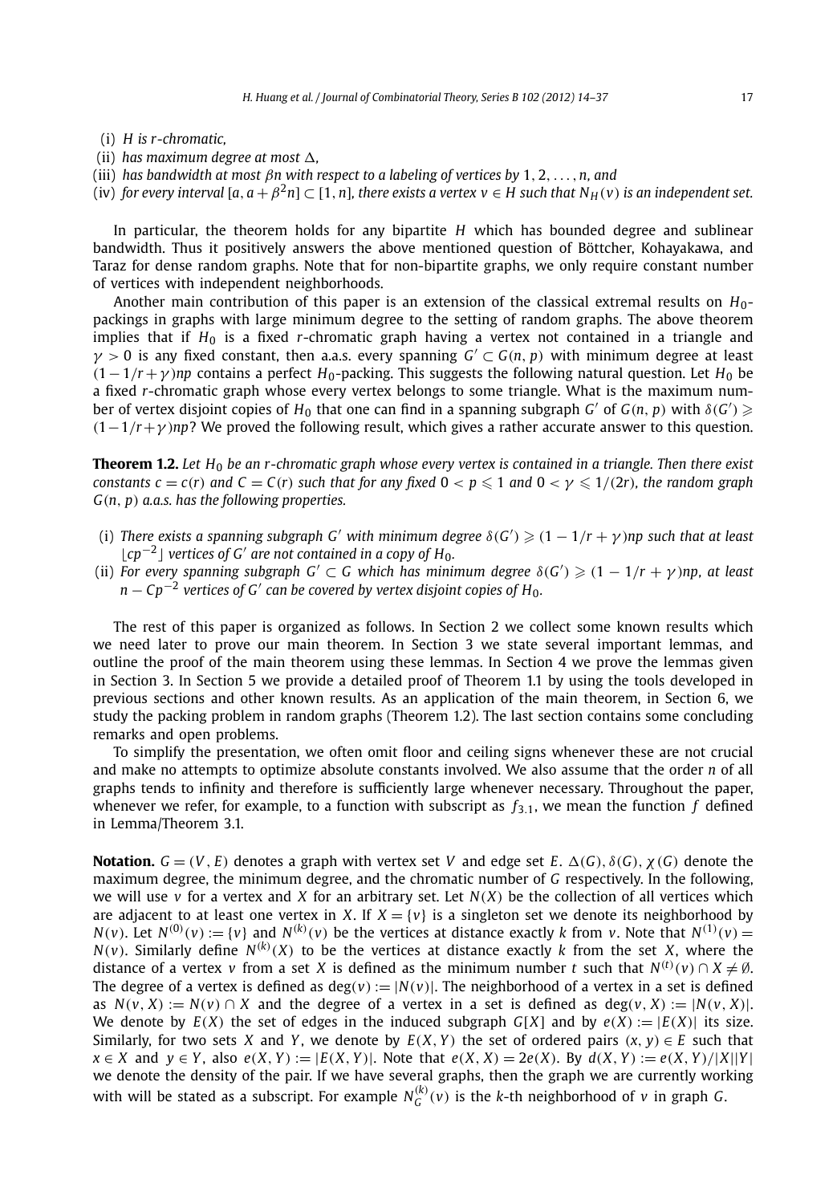(i) *$H$ is $r$-chromatic,*

(ii) *has maximum degree at most $\Delta$,*

(iii) *has bandwidth at most $\beta n$ with respect to a labeling of vertices by $1, 2, \dots, n$, and*

(iv) *for every interval $[a, a + \beta^2 n] \subset [1, n]$, there exists a vertex $v \in H$ such that $N_H(v)$ is an independent set.*

In particular, the theorem holds for any bipartite $H$ which has bounded degree and sublinear bandwidth. Thus it positively answers the above mentioned question of Böttcher, Kohayakawa, and Taraz for dense random graphs. Note that for non-bipartite graphs, we only require constant number of vertices with independent neighborhoods.

Another main contribution of this paper is an extension of the classical extremal results on $H_0$-packings in graphs with large minimum degree to the setting of random graphs. The above theorem implies that if $H_0$ is a fixed $r$-chromatic graph having a vertex not contained in a triangle and $\gamma > 0$ is any fixed constant, then a.a.s. every spanning $G' \subset G(n, p)$ with minimum degree at least $(1 - 1/r + \gamma)np$ contains a perfect $H_0$-packing. This suggests the following natural question. Let $H_0$ be a fixed $r$-chromatic graph whose every vertex belongs to some triangle. What is the maximum number of vertex disjoint copies of $H_0$ that one can find in a spanning subgraph $G'$ of $G(n, p)$ with $\delta(G') \geqslant (1 - 1/r + \gamma)np$? We proved the following result, which gives a rather accurate answer to this question.

**Theorem 1.2.** *Let $H_0$ be an $r$-chromatic graph whose every vertex is contained in a triangle. Then there exist constants $c = c(r)$ and $C = C(r)$ such that for any fixed $0 < p \leqslant 1$ and $0 < \gamma \leqslant 1/(2r)$, the random graph $G(n, p)$ a.a.s. has the following properties.*

(i) *There exists a spanning subgraph $G'$ with minimum degree $\delta(G') \geqslant (1 - 1/r + \gamma)np$ such that at least $\lfloor cp^{-2} \rfloor$ vertices of $G'$ are not contained in a copy of $H_0$.*

(ii) *For every spanning subgraph $G' \subset G$ which has minimum degree $\delta(G') \geqslant (1 - 1/r + \gamma)np$, at least $n - Cp^{-2}$ vertices of $G'$ can be covered by vertex disjoint copies of $H_0$.*

The rest of this paper is organized as follows. In Section 2 we collect some known results which we need later to prove our main theorem. In Section 3 we state several important lemmas, and outline the proof of the main theorem using these lemmas. In Section 4 we prove the lemmas given in Section 3. In Section 5 we provide a detailed proof of Theorem 1.1 by using the tools developed in previous sections and other known results. As an application of the main theorem, in Section 6, we study the packing problem in random graphs (Theorem 1.2). The last section contains some concluding remarks and open problems.

To simplify the presentation, we often omit floor and ceiling signs whenever these are not crucial and make no attempts to optimize absolute constants involved. We also assume that the order $n$ of all graphs tends to infinity and therefore is sufficiently large whenever necessary. Throughout the paper, whenever we refer, for example, to a function with subscript as $f_{3.1}$, we mean the function $f$ defined in Lemma/Theorem 3.1.

**Notation.** $G = (V, E)$ denotes a graph with vertex set $V$ and edge set $E$. $\Delta(G), \delta(G), \chi(G)$ denote the maximum degree, the minimum degree, and the chromatic number of $G$ respectively. In the following, we will use $v$ for a vertex and $X$ for an arbitrary set. Let $N(X)$ be the collection of all vertices which are adjacent to at least one vertex in $X$. If $X = \{v\}$ is a singleton set we denote its neighborhood by $N(v)$. Let $N^{(0)}(v) := \{v\}$ and $N^{(k)}(v)$ be the vertices at distance exactly $k$ from $v$. Note that $N^{(1)}(v) = N(v)$. Similarly define $N^{(k)}(X)$ to be the vertices at distance exactly $k$ from the set $X$, where the distance of a vertex $v$ from a set $X$ is defined as the minimum number $t$ such that $N^{(t)}(v) \cap X \neq \emptyset$. The degree of a vertex is defined as $\deg(v) := |N(v)|$. The neighborhood of a vertex in a set is defined as $N(v, X) := N(v) \cap X$ and the degree of a vertex in a set is defined as $\deg(v, X) := |N(v, X)|$. We denote by $E(X)$ the set of edges in the induced subgraph $G[X]$ and by $e(X) := |E(X)|$ its size. Similarly, for two sets $X$ and $Y$, we denote by $E(X, Y)$ the set of ordered pairs $(x, y) \in E$ such that $x \in X$ and $y \in Y$, also $e(X, Y) := |E(X, Y)|$. Note that $e(X, X) = 2e(X)$. By $d(X, Y) := e(X, Y)/|X||Y|$ we denote the density of the pair. If we have several graphs, then the graph we are currently working with will be stated as a subscript. For example $N_G^{(k)}(v)$ is the $k$-th neighborhood of $v$ in graph $G$.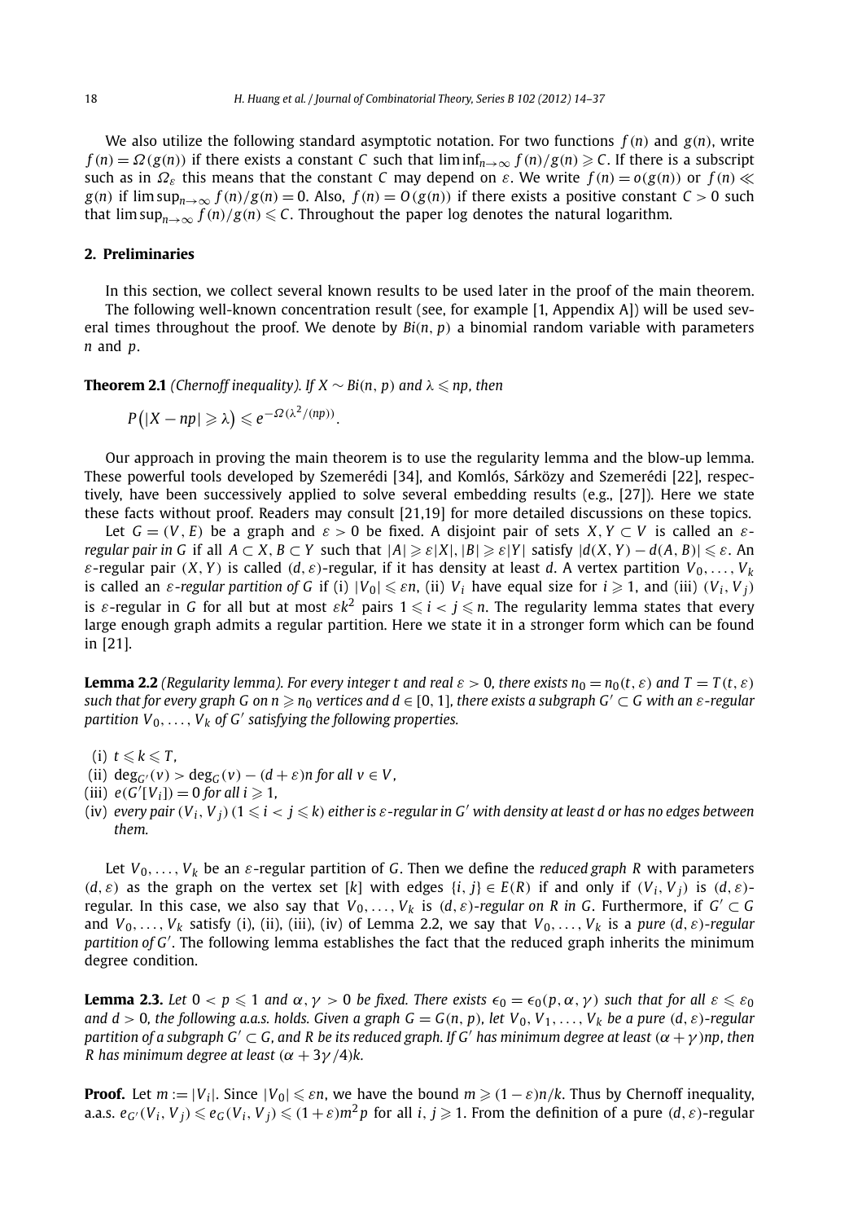We also utilize the following standard asymptotic notation. For two functions $f(n)$ and $g(n)$, write $f(n) = \Omega(g(n))$ if there exists a constant $C$ such that $\liminf_{n\to\infty} f(n)/g(n) \geqslant C$. If there is a subscript such as in $\Omega_\varepsilon$ this means that the constant $C$ may depend on $\varepsilon$. We write $f(n) = o(g(n))$ or $f(n) \ll g(n)$ if $\limsup_{n\to\infty} f(n)/g(n) = 0$. Also, $f(n) = O(g(n))$ if there exists a positive constant $C > 0$ such that $\limsup_{n\to\infty} f(n)/g(n) \leqslant C$. Throughout the paper log denotes the natural logarithm.

## 2. Preliminaries

In this section, we collect several known results to be used later in the proof of the main theorem.

The following well-known concentration result (see, for example [1, Appendix A]) will be used several times throughout the proof. We denote by $Bi(n, p)$ a binomial random variable with parameters $n$ and $p$.

**Theorem 2.1** *(Chernoff inequality). If $X \sim Bi(n, p)$ and $\lambda \leqslant np$, then*

$$P\big(|X - np| \geqslant \lambda\big) \leqslant e^{-\Omega(\lambda^2/(np))}.$$

Our approach in proving the main theorem is to use the regularity lemma and the blow-up lemma. These powerful tools developed by Szemerédi [34], and Komlós, Sárközy and Szemerédi [22], respectively, have been successively applied to solve several embedding results (e.g., [27]). Here we state these facts without proof. Readers may consult [21,19] for more detailed discussions on these topics.

Let $G = (V, E)$ be a graph and $\varepsilon > 0$ be fixed. A disjoint pair of sets $X, Y \subset V$ is called an *$\varepsilon$-regular pair in $G$* if all $A \subset X$, $B \subset Y$ such that $|A| \geqslant \varepsilon|X|$, $|B| \geqslant \varepsilon|Y|$ satisfy $|d(X, Y) - d(A, B)| \leqslant \varepsilon$. An $\varepsilon$-regular pair $(X, Y)$ is called $(d, \varepsilon)$-regular, if it has density at least $d$. A vertex partition $V_0, \ldots, V_k$ is called an *$\varepsilon$-regular partition of $G$* if (i) $|V_0| \leqslant \varepsilon n$, (ii) $V_i$ have equal size for $i \geqslant 1$, and (iii) $(V_i, V_j)$ is $\varepsilon$-regular in $G$ for all but at most $\varepsilon k^2$ pairs $1 \leqslant i < j \leqslant n$. The regularity lemma states that every large enough graph admits a regular partition. Here we state it in a stronger form which can be found in [21].

**Lemma 2.2** *(Regularity lemma). For every integer $t$ and real $\varepsilon > 0$, there exists $n_0 = n_0(t, \varepsilon)$ and $T = T(t, \varepsilon)$ such that for every graph $G$ on $n \geqslant n_0$ vertices and $d \in [0, 1]$, there exists a subgraph $G' \subset G$ with an $\varepsilon$-regular partition $V_0, \ldots, V_k$ of $G'$ satisfying the following properties.*

- (i) *$t \leqslant k \leqslant T$,*
- (ii) *$\deg_{G'}(v) > \deg_G(v) - (d + \varepsilon)n$ for all $v \in V$,*
- (iii) *$e(G'[V_i]) = 0$ for all $i \geqslant 1$,*
- (iv) *every pair $(V_i, V_j)$ $(1 \leqslant i < j \leqslant k)$ either is $\varepsilon$-regular in $G'$ with density at least $d$ or has no edges between them.*

Let $V_0, \ldots, V_k$ be an $\varepsilon$-regular partition of $G$. Then we define the *reduced graph $R$* with parameters $(d, \varepsilon)$ as the graph on the vertex set $[k]$ with edges $\{i, j\} \in E(R)$ if and only if $(V_i, V_j)$ is $(d, \varepsilon)$-regular. In this case, we also say that $V_0, \ldots, V_k$ is *$(d, \varepsilon)$-regular on $R$ in $G$*. Furthermore, if $G' \subset G$ and $V_0, \ldots, V_k$ satisfy (i), (ii), (iii), (iv) of Lemma 2.2, we say that $V_0, \ldots, V_k$ is a *pure $(d, \varepsilon)$-regular partition of $G'$*. The following lemma establishes the fact that the reduced graph inherits the minimum degree condition.

**Lemma 2.3.** *Let $0 < p \leqslant 1$ and $\alpha, \gamma > 0$ be fixed. There exists $\epsilon_0 = \epsilon_0(p, \alpha, \gamma)$ such that for all $\varepsilon \leqslant \varepsilon_0$ and $d > 0$, the following a.a.s. holds. Given a graph $G = G(n, p)$, let $V_0, V_1, \ldots, V_k$ be a pure $(d, \varepsilon)$-regular partition of a subgraph $G' \subset G$, and $R$ be its reduced graph. If $G'$ has minimum degree at least $(\alpha + \gamma)np$, then $R$ has minimum degree at least $(\alpha + 3\gamma/4)k$.*

**Proof.** Let $m := |V_i|$. Since $|V_0| \leqslant \varepsilon n$, we have the bound $m \geqslant (1 - \varepsilon)n/k$. Thus by Chernoff inequality, a.a.s. $e_{G'}(V_i, V_j) \leqslant e_G(V_i, V_j) \leqslant (1 + \varepsilon)m^2 p$ for all $i, j \geqslant 1$. From the definition of a pure $(d, \varepsilon)$-regular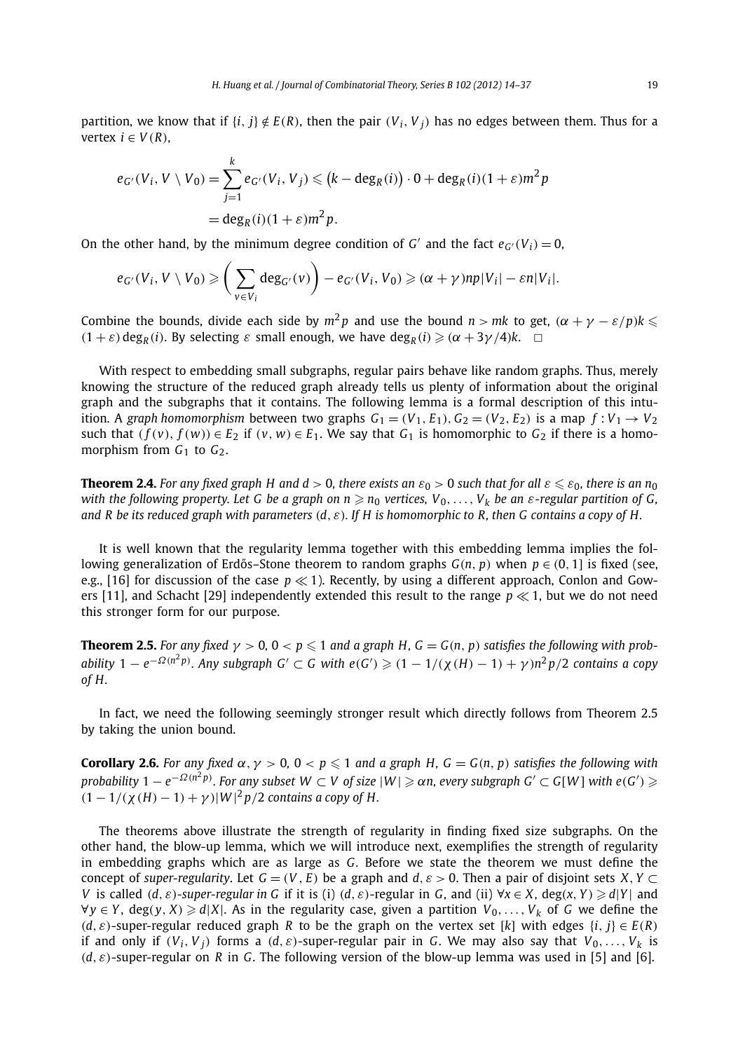partition, we know that if $\{i, j\} \notin E(R)$, then the pair $(V_i, V_j)$ has no edges between them. Thus for a vertex $i \in V(R)$,

$$
\begin{aligned}
e_{G'}(V_i, V \setminus V_0) &= \sum_{j=1}^{k} e_{G'}(V_i, V_j) \leqslant \big(k - \deg_R(i)\big) \cdot 0 + \deg_R(i)(1+\varepsilon)m^2 p \\
&= \deg_R(i)(1+\varepsilon)m^2 p.
\end{aligned}
$$

On the other hand, by the minimum degree condition of $G'$ and the fact $e_{G'}(V_i) = 0$,

$$
e_{G'}(V_i, V \setminus V_0) \geqslant \bigg( \sum_{v \in V_i} \deg_{G'}(v) \bigg) - e_{G'}(V_i, V_0) \geqslant (\alpha + \gamma)np|V_i| - \varepsilon n|V_i|.
$$

Combine the bounds, divide each side by $m^2 p$ and use the bound $n > mk$ to get, $(\alpha + \gamma - \varepsilon/p)k \leqslant (1+\varepsilon)\deg_R(i)$. By selecting $\varepsilon$ small enough, we have $\deg_R(i) \geqslant (\alpha + 3\gamma/4)k$. $\square$

With respect to embedding small subgraphs, regular pairs behave like random graphs. Thus, merely knowing the structure of the reduced graph already tells us plenty of information about the original graph and the subgraphs that it contains. The following lemma is a formal description of this intuition. A *graph homomorphism* between two graphs $G_1 = (V_1, E_1), G_2 = (V_2, E_2)$ is a map $f : V_1 \to V_2$ such that $(f(v), f(w)) \in E_2$ if $(v, w) \in E_1$. We say that $G_1$ is homomorphic to $G_2$ if there is a homomorphism from $G_1$ to $G_2$.

**Theorem 2.4.** *For any fixed graph $H$ and $d > 0$, there exists an $\varepsilon_0 > 0$ such that for all $\varepsilon \leqslant \varepsilon_0$, there is an $n_0$ with the following property. Let $G$ be a graph on $n \geqslant n_0$ vertices, $V_0, \ldots, V_k$ be an $\varepsilon$-regular partition of $G$, and $R$ be its reduced graph with parameters $(d, \varepsilon)$. If $H$ is homomorphic to $R$, then $G$ contains a copy of $H$.*

It is well known that the regularity lemma together with this embedding lemma implies the following generalization of Erdős–Stone theorem to random graphs $G(n, p)$ when $p \in (0, 1]$ is fixed (see, e.g., [16] for discussion of the case $p \ll 1$). Recently, by using a different approach, Conlon and Gowers [11], and Schacht [29] independently extended this result to the range $p \ll 1$, but we do not need this stronger form for our purpose.

**Theorem 2.5.** *For any fixed $\gamma > 0$, $0 < p \leqslant 1$ and a graph $H$, $G = G(n, p)$ satisfies the following with probability $1 - e^{-\Omega(n^2 p)}$. Any subgraph $G' \subset G$ with $e(G') \geqslant (1 - 1/(\chi(H) - 1) + \gamma)n^2 p/2$ contains a copy of $H$.*

In fact, we need the following seemingly stronger result which directly follows from Theorem 2.5 by taking the union bound.

**Corollary 2.6.** *For any fixed $\alpha, \gamma > 0$, $0 < p \leqslant 1$ and a graph $H$, $G = G(n, p)$ satisfies the following with probability $1 - e^{-\Omega(n^2 p)}$. For any subset $W \subset V$ of size $|W| \geqslant \alpha n$, every subgraph $G' \subset G[W]$ with $e(G') \geqslant (1 - 1/(\chi(H) - 1) + \gamma)|W|^2 p/2$ contains a copy of $H$.*

The theorems above illustrate the strength of regularity in finding fixed size subgraphs. On the other hand, the blow-up lemma, which we will introduce next, exemplifies the strength of regularity in embedding graphs which are as large as $G$. Before we state the theorem we must define the concept of *super-regularity*. Let $G = (V, E)$ be a graph and $d, \varepsilon > 0$. Then a pair of disjoint sets $X, Y \subset V$ is called *$(d, \varepsilon)$-super-regular in $G$* if it is (i) $(d, \varepsilon)$-regular in $G$, and (ii) $\forall x \in X$, $\deg(x, Y) \geqslant d|Y|$ and $\forall y \in Y$, $\deg(y, X) \geqslant d|X|$. As in the regularity case, given a partition $V_0, \ldots, V_k$ of $G$ we define the $(d, \varepsilon)$-super-regular reduced graph $R$ to be the graph on the vertex set $[k]$ with edges $\{i, j\} \in E(R)$ if and only if $(V_i, V_j)$ forms a $(d, \varepsilon)$-super-regular pair in $G$. We may also say that $V_0, \ldots, V_k$ is $(d, \varepsilon)$-super-regular on $R$ in $G$. The following version of the blow-up lemma was used in [5] and [6].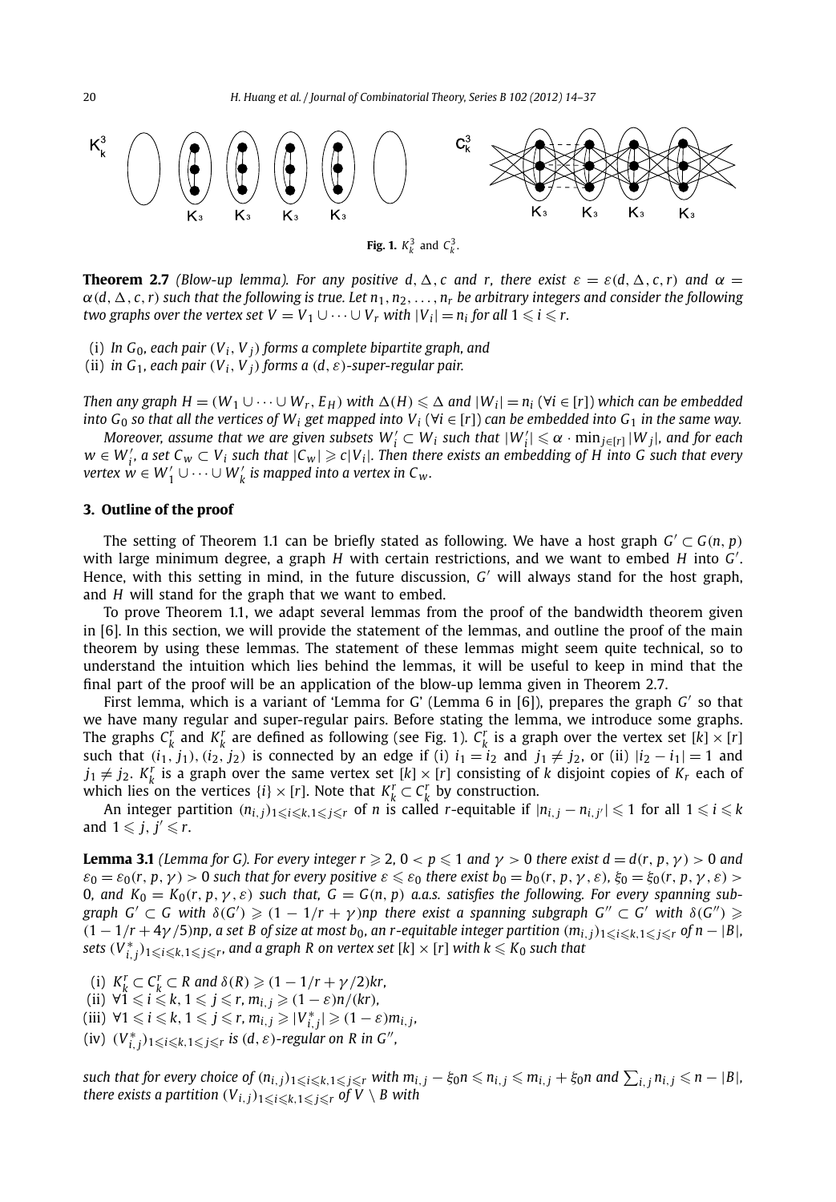**Fig. 1.** $K_k^3$ and $C_k^3$.

**Theorem 2.7** *(Blow-up lemma). For any positive $d, \Delta, c$ and $r$, there exist $\varepsilon = \varepsilon(d, \Delta, c, r)$ and $\alpha = \alpha(d, \Delta, c, r)$ such that the following is true. Let $n_1, n_2, \ldots, n_r$ be arbitrary integers and consider the following two graphs over the vertex set $V = V_1 \cup \cdots \cup V_r$ with $|V_i| = n_i$ for all $1 \leqslant i \leqslant r$.*

(i) *In $G_0$, each pair $(V_i, V_j)$ forms a complete bipartite graph, and*
(ii) *in $G_1$, each pair $(V_i, V_j)$ forms a $(d, \varepsilon)$-super-regular pair.*

*Then any graph $H = (W_1 \cup \cdots \cup W_r, E_H)$ with $\Delta(H) \leqslant \Delta$ and $|W_i| = n_i$ ($\forall i \in [r]$) which can be embedded into $G_0$ so that all the vertices of $W_i$ get mapped into $V_i$ ($\forall i \in [r]$) can be embedded into $G_1$ in the same way.*

*Moreover, assume that we are given subsets $W_i' \subset W_i$ such that $|W_i'| \leqslant \alpha \cdot \min_{j \in [r]} |W_j|$, and for each $w \in W_{i'}'$, a set $C_w \subset V_i$ such that $|C_w| \geqslant c|V_i|$. Then there exists an embedding of $H$ into $G$ such that every vertex $w \in W_1' \cup \cdots \cup W_k'$ is mapped into a vertex in $C_w$.*

## 3. Outline of the proof

The setting of Theorem 1.1 can be briefly stated as following. We have a host graph $G' \subset G(n, p)$ with large minimum degree, a graph $H$ with certain restrictions, and we want to embed $H$ into $G'$. Hence, with this setting in mind, in the future discussion, $G'$ will always stand for the host graph, and $H$ will stand for the graph that we want to embed.

To prove Theorem 1.1, we adapt several lemmas from the proof of the bandwidth theorem given in [6]. In this section, we will provide the statement of the lemmas, and outline the proof of the main theorem by using these lemmas. The statement of these lemmas might seem quite technical, so to understand the intuition which lies behind the lemmas, it will be useful to keep in mind that the final part of the proof will be an application of the blow-up lemma given in Theorem 2.7.

First lemma, which is a variant of 'Lemma for G' (Lemma 6 in [6]), prepares the graph $G'$ so that we have many regular and super-regular pairs. Before stating the lemma, we introduce some graphs. The graphs $C_k^r$ and $K_k^r$ are defined as following (see Fig. 1). $C_k^r$ is a graph over the vertex set $[k] \times [r]$ such that $(i_1, j_1), (i_2, j_2)$ is connected by an edge if (i) $i_1 = i_2$ and $j_1 \neq j_2$, or (ii) $|i_2 - i_1| = 1$ and $j_1 \neq j_2$. $K_k^r$ is a graph over the same vertex set $[k] \times [r]$ consisting of $k$ disjoint copies of $K_r$ each of which lies on the vertices $\{i\} \times [r]$. Note that $K_k^r \subset C_k^r$ by construction.

An integer partition $(n_{i,j})_{1 \leqslant i \leqslant k, 1 \leqslant j \leqslant r}$ of $n$ is called $r$-equitable if $|n_{i,j} - n_{i,j'}| \leqslant 1$ for all $1 \leqslant i \leqslant k$ and $1 \leqslant j, j' \leqslant r$.

**Lemma 3.1** *(Lemma for G). For every integer $r \geqslant 2$, $0 < p \leqslant 1$ and $\gamma > 0$ there exist $d = d(r, p, \gamma) > 0$ and $\varepsilon_0 = \varepsilon_0(r, p, \gamma) > 0$ such that for every positive $\varepsilon \leqslant \varepsilon_0$ there exist $b_0 = b_0(r, p, \gamma, \varepsilon)$, $\xi_0 = \xi_0(r, p, \gamma, \varepsilon) > 0$, and $K_0 = K_0(r, p, \gamma, \varepsilon)$ such that, $G = G(n, p)$ a.a.s. satisfies the following. For every spanning subgraph $G' \subset G$ with $\delta(G') \geqslant (1 - 1/r + \gamma)np$ there exist a spanning subgraph $G'' \subset G'$ with $\delta(G'') \geqslant (1 - 1/r + 4\gamma/5)np$, a set $B$ of size at most $b_0$, an $r$-equitable integer partition $(m_{i,j})_{1 \leqslant i \leqslant k, 1 \leqslant j \leqslant r}$ of $n - |B|$, sets $(V_{i,j}^*)_{1 \leqslant i \leqslant k, 1 \leqslant j \leqslant r}$, and a graph $R$ on vertex set $[k] \times [r]$ with $k \leqslant K_0$ such that*

(i) *$K_k^r \subset C_k^r \subset R$ and $\delta(R) \geqslant (1 - 1/r + \gamma/2)kr$,*
(ii) *$\forall 1 \leqslant i \leqslant k, 1 \leqslant j \leqslant r$, $m_{i,j} \geqslant (1 - \varepsilon)n/(kr)$,*
(iii) *$\forall 1 \leqslant i \leqslant k, 1 \leqslant j \leqslant r$, $m_{i,j} \geqslant |V_{i,j}^*| \geqslant (1 - \varepsilon)m_{i,j}$,*
(iv) *$(V_{i,j}^*)_{1 \leqslant i \leqslant k, 1 \leqslant j \leqslant r}$ is $(d, \varepsilon)$-regular on $R$ in $G''$,*

*such that for every choice of $(n_{i,j})_{1 \leqslant i \leqslant k, 1 \leqslant j \leqslant r}$ with $m_{i,j} - \xi_0 n \leqslant n_{i,j} \leqslant m_{i,j} + \xi_0 n$ and $\sum_{i,j} n_{i,j} \leqslant n - |B|$, there exists a partition $(V_{i,j})_{1 \leqslant i \leqslant k, 1 \leqslant j \leqslant r}$ of $V \setminus B$ with*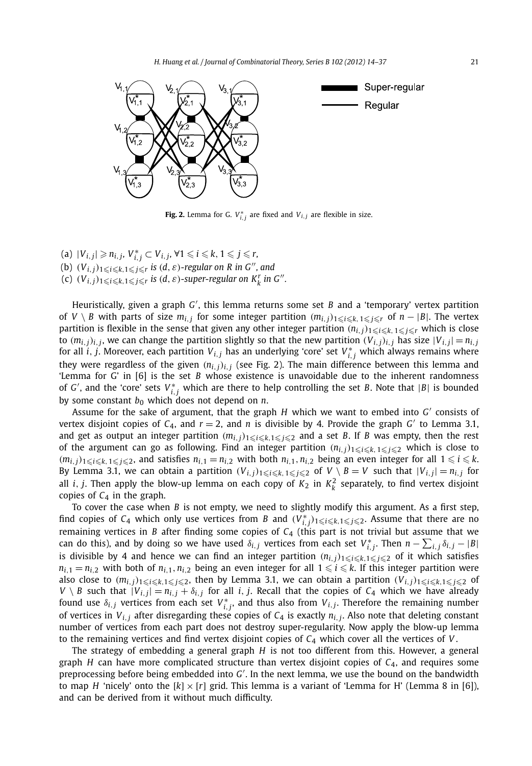**Fig. 2.** Lemma for G. $V^*_{i,j}$ are fixed and $V_{i,j}$ are flexible in size.

(a) $|V_{i,j}| \geqslant n_{i,j}$, $V^*_{i,j} \subset V_{i,j}$, $\forall 1 \leqslant i \leqslant k, 1 \leqslant j \leqslant r$,
(b) $(V_{i,j})_{1\leqslant i\leqslant k, 1\leqslant j\leqslant r}$ *is* $(d,\varepsilon)$*-regular on* $R$ *in* $G''$, *and*
(c) $(V_{i,j})_{1\leqslant i\leqslant k, 1\leqslant j\leqslant r}$ *is* $(d,\varepsilon)$*-super-regular on* $K^r_k$ *in* $G''$.

Heuristically, given a graph $G'$, this lemma returns some set $B$ and a 'temporary' vertex partition of $V \setminus B$ with parts of size $m_{i,j}$ for some integer partition $(m_{i,j})_{1\leqslant i\leqslant k, 1\leqslant j\leqslant r}$ of $n - |B|$. The vertex partition is flexible in the sense that given any other integer partition $(n_{i,j})_{1\leqslant i\leqslant k, 1\leqslant j\leqslant r}$ which is close to $(m_{i,j})_{i,j}$, we can change the partition slightly so that the new partition $(V_{i,j})_{i,j}$ has size $|V_{i,j}| = n_{i,j}$ for all $i, j$. Moreover, each partition $V_{i,j}$ has an underlying 'core' set $V^*_{i,j}$ which always remains where they were regardless of the given $(n_{i,j})_{i,j}$ (see Fig. 2). The main difference between this lemma and 'Lemma for G' in [6] is the set $B$ whose existence is unavoidable due to the inherent randomness of $G'$, and the 'core' sets $V^*_{i,j}$ which are there to help controlling the set $B$. Note that $|B|$ is bounded by some constant $b_0$ which does not depend on $n$.

Assume for the sake of argument, that the graph $H$ which we want to embed into $G'$ consists of vertex disjoint copies of $C_4$, and $r = 2$, and $n$ is divisible by 4. Provide the graph $G'$ to Lemma 3.1, and get as output an integer partition $(m_{i,j})_{1\leqslant i\leqslant k, 1\leqslant j\leqslant 2}$ and a set $B$. If $B$ was empty, then the rest of the argument can go as following. Find an integer partition $(n_{i,j})_{1\leqslant i\leqslant k, 1\leqslant j\leqslant 2}$ which is close to $(m_{i,j})_{1\leqslant i\leqslant k, 1\leqslant j\leqslant 2}$, and satisfies $n_{i,1} = n_{i,2}$ with both $n_{i,1}, n_{i,2}$ being an even integer for all $1 \leqslant i \leqslant k$. By Lemma 3.1, we can obtain a partition $(V_{i,j})_{1\leqslant i\leqslant k, 1\leqslant j\leqslant 2}$ of $V \setminus B = V$ such that $|V_{i,j}| = n_{i,j}$ for all $i, j$. Then apply the blow-up lemma on each copy of $K_2$ in $K^2_k$ separately, to find vertex disjoint copies of $C_4$ in the graph.

To cover the case when $B$ is not empty, we need to slightly modify this argument. As a first step, find copies of $C_4$ which only use vertices from $B$ and $(V^*_{i,j})_{1\leqslant i\leqslant k, 1\leqslant j\leqslant 2}$. Assume that there are no remaining vertices in $B$ after finding some copies of $C_4$ (this part is not trivial but assume that we can do this), and by doing so we have used $\delta_{i,j}$ vertices from each set $V^*_{i,j}$. Then $n - \sum_{i,j}\delta_{i,j} - |B|$ is divisible by 4 and hence we can find an integer partition $(n_{i,j})_{1\leqslant i\leqslant k, 1\leqslant j\leqslant 2}$ of it which satisfies $n_{i,1} = n_{i,2}$ with both of $n_{i,1}, n_{i,2}$ being an even integer for all $1 \leqslant i \leqslant k$. If this integer partition were also close to $(m_{i,j})_{1\leqslant i\leqslant k, 1\leqslant j\leqslant 2}$, then by Lemma 3.1, we can obtain a partition $(V_{i,j})_{1\leqslant i\leqslant k, 1\leqslant j\leqslant 2}$ of $V \setminus B$ such that $|V_{i,j}| = n_{i,j} + \delta_{i,j}$ for all $i, j$. Recall that the copies of $C_4$ which we have already found use $\delta_{i,j}$ vertices from each set $V^*_{i,j}$, and thus also from $V_{i,j}$. Therefore the remaining number of vertices in $V_{i,j}$ after disregarding these copies of $C_4$ is exactly $n_{i,j}$. Also note that deleting constant number of vertices from each part does not destroy super-regularity. Now apply the blow-up lemma to the remaining vertices and find vertex disjoint copies of $C_4$ which cover all the vertices of $V$.

The strategy of embedding a general graph $H$ is not too different from this. However, a general graph $H$ can have more complicated structure than vertex disjoint copies of $C_4$, and requires some preprocessing before being embedded into $G'$. In the next lemma, we use the bound on the bandwidth to map $H$ 'nicely' onto the $[k] \times [r]$ grid. This lemma is a variant of 'Lemma for H' (Lemma 8 in [6]), and can be derived from it without much difficulty.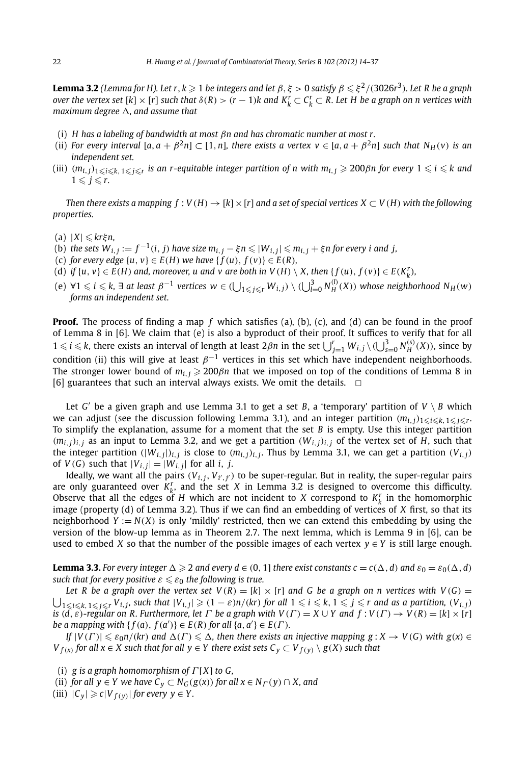**Lemma 3.2** *(Lemma for H). Let $r, k \geqslant 1$ be integers and let $\beta, \xi > 0$ satisfy $\beta \leqslant \xi^2/(3026r^3)$. Let $R$ be a graph over the vertex set $[k] \times [r]$ such that $\delta(R) > (r-1)k$ and $K_k^r \subset C_k^r \subset R$. Let $H$ be a graph on $n$ vertices with maximum degree $\Delta$, and assume that*

- (i) *$H$ has a labeling of bandwidth at most $\beta n$ and has chromatic number at most $r$.*
- (ii) *For every interval $[a, a+\beta^2 n] \subset [1, n]$, there exists a vertex $v \in [a, a+\beta^2 n]$ such that $N_H(v)$ is an independent set.*
- (iii) *$(m_{i,j})_{1 \leqslant i \leqslant k, 1 \leqslant j \leqslant r}$ is an $r$-equitable integer partition of $n$ with $m_{i,j} \geqslant 200\beta n$ for every $1 \leqslant i \leqslant k$ and $1 \leqslant j \leqslant r$.*

*Then there exists a mapping $f : V(H) \to [k] \times [r]$ and a set of special vertices $X \subset V(H)$ with the following properties.*

- (a) *$|X| \leqslant kr\xi n$,*
- (b) *the sets $W_{i,j} := f^{-1}(i, j)$ have size $m_{i,j} - \xi n \leqslant |W_{i,j}| \leqslant m_{i,j} + \xi n$ for every $i$ and $j$,*
- (c) *for every edge $\{u, v\} \in E(H)$ we have $\{f(u), f(v)\} \in E(R)$,*
- (d) *if $\{u, v\} \in E(H)$ and, moreover, $u$ and $v$ are both in $V(H) \setminus X$, then $\{f(u), f(v)\} \in E(K_k^r)$,*
- (e) *$\forall 1 \leqslant i \leqslant k$, $\exists$ at least $\beta^{-1}$ vertices $w \in (\bigcup_{1 \leqslant j \leqslant r} W_{i,j}) \setminus (\bigcup_{l=0}^{3} N_H^{(l)}(X))$ whose neighborhood $N_H(w)$ forms an independent set.*

**Proof.** The process of finding a map $f$ which satisfies (a), (b), (c), and (d) can be found in the proof of Lemma 8 in [6]. We claim that (e) is also a byproduct of their proof. It suffices to verify that for all $1 \leqslant i \leqslant k$, there exists an interval of length at least $2\beta n$ in the set $\bigcup_{j=1}^{r} W_{i,j} \setminus (\bigcup_{s=0}^{3} N_H^{(s)}(X))$, since by condition (ii) this will give at least $\beta^{-1}$ vertices in this set which have independent neighborhoods. The stronger lower bound of $m_{i,j} \geqslant 200\beta n$ that we imposed on top of the conditions of Lemma 8 in [6] guarantees that such an interval always exists. We omit the details. $\square$

Let $G'$ be a given graph and use Lemma 3.1 to get a set $B$, a 'temporary' partition of $V \setminus B$ which we can adjust (see the discussion following Lemma 3.1), and an integer partition $(m_{i,j})_{1 \leqslant i \leqslant k, 1 \leqslant j \leqslant r}$. To simplify the explanation, assume for a moment that the set $B$ is empty. Use this integer partition $(m_{i,j})_{i,j}$ as an input to Lemma 3.2, and we get a partition $(W_{i,j})_{i,j}$ of the vertex set of $H$, such that the integer partition $(|W_{i,j}|)_{i,j}$ is close to $(m_{i,j})_{i,j}$. Thus by Lemma 3.1, we can get a partition $(V_{i,j})$ of $V(G)$ such that $|V_{i,j}| = |W_{i,j}|$ for all $i, j$.

Ideally, we want all the pairs $(V_{i,j}, V_{i',j'})$ to be super-regular. But in reality, the super-regular pairs are only guaranteed over $K_k^r$, and the set $X$ in Lemma 3.2 is designed to overcome this difficulty. Observe that all the edges of $H$ which are not incident to $X$ correspond to $K_k^r$ in the homomorphic image (property (d) of Lemma 3.2). Thus if we can find an embedding of vertices of $X$ first, so that its neighborhood $Y := N(X)$ is only 'mildly' restricted, then we can extend this embedding by using the version of the blow-up lemma as in Theorem 2.7. The next lemma, which is Lemma 9 in [6], can be used to embed $X$ so that the number of the possible images of each vertex $y \in Y$ is still large enough.

**Lemma 3.3.** *For every integer $\Delta \geqslant 2$ and every $d \in (0, 1]$ there exist constants $c = c(\Delta, d)$ and $\varepsilon_0 = \varepsilon_0(\Delta, d)$ such that for every positive $\varepsilon \leqslant \varepsilon_0$ the following is true.*

*Let $R$ be a graph over the vertex set $V(R) = [k] \times [r]$ and $G$ be a graph on $n$ vertices with $V(G) = \bigcup_{1 \leqslant i \leqslant k, 1 \leqslant j \leqslant r} V_{i,j}$, such that $|V_{i,j}| \geqslant (1-\varepsilon)n/(kr)$ for all $1 \leqslant i \leqslant k$, $1 \leqslant j \leqslant r$ and as a partition, $(V_{i,j})$ is $(d, \varepsilon)$-regular on $R$. Furthermore, let $\Gamma$ be a graph with $V(\Gamma) = X \cup Y$ and $f : V(\Gamma) \to V(R) = [k] \times [r]$ be a mapping with $\{f(a), f(a')\} \in E(R)$ for all $\{a, a'\} \in E(\Gamma)$.*

*If $|V(\Gamma)| \leqslant \varepsilon_0 n/(kr)$ and $\Delta(\Gamma) \leqslant \Delta$, then there exists an injective mapping $g : X \to V(G)$ with $g(x) \in V_{f(x)}$ for all $x \in X$ such that for all $y \in Y$ there exist sets $C_y \subset V_{f(y)} \setminus g(X)$ such that*

- (i) *$g$ is a graph homomorphism of $\Gamma[X]$ to $G$,*
- (ii) *for all $y \in Y$ we have $C_y \subset N_G(g(x))$ for all $x \in N_\Gamma(y) \cap X$, and*
- (iii) *$|C_y| \geqslant c|V_{f(y)}|$ for every $y \in Y$.*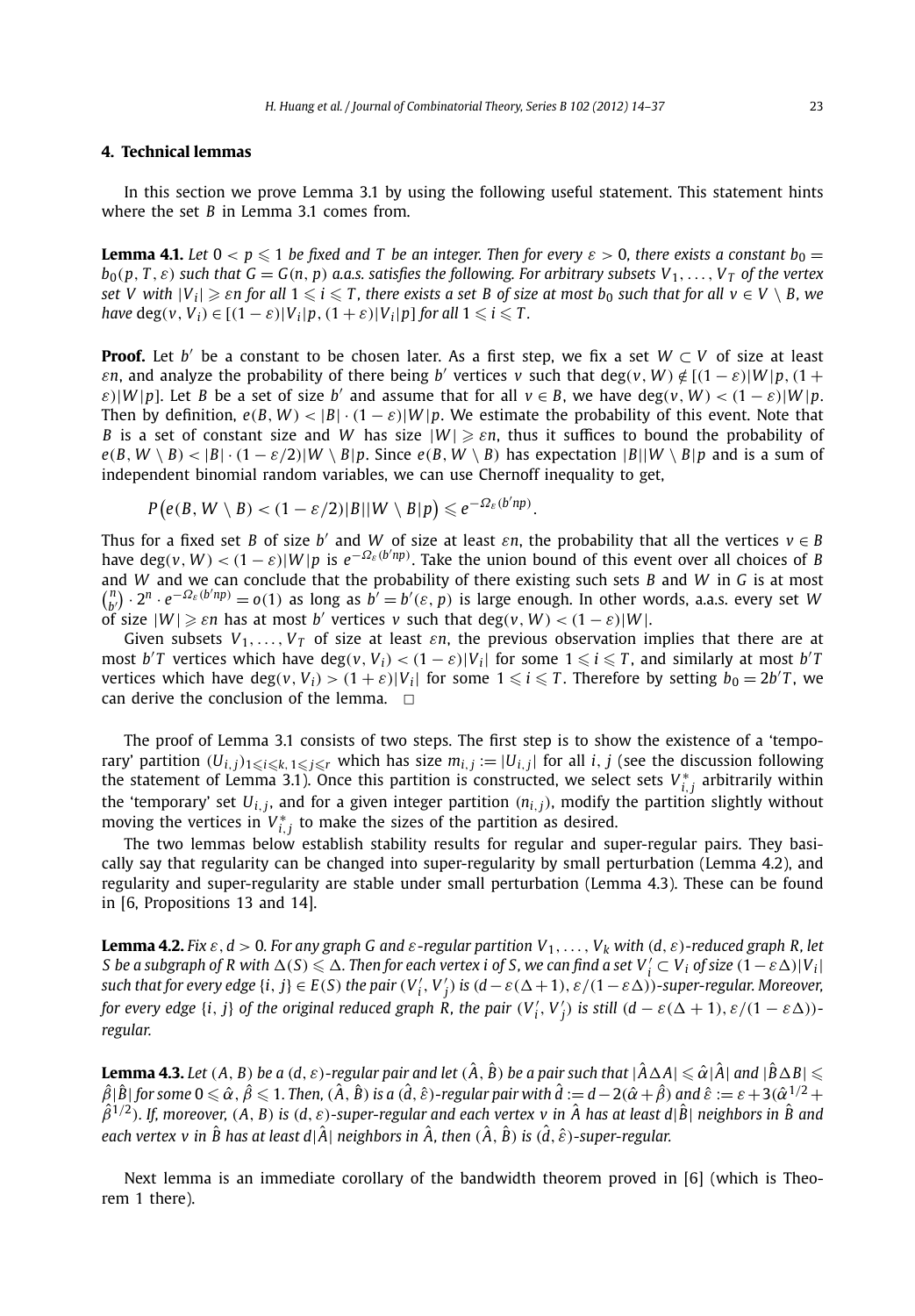## 4. Technical lemmas

In this section we prove Lemma 3.1 by using the following useful statement. This statement hints where the set $B$ in Lemma 3.1 comes from.

**Lemma 4.1.** *Let $0 < p \leqslant 1$ be fixed and $T$ be an integer. Then for every $\varepsilon > 0$, there exists a constant $b_0 = b_0(p, T, \varepsilon)$ such that $G = G(n, p)$ a.a.s. satisfies the following. For arbitrary subsets $V_1, \dots, V_T$ of the vertex set $V$ with $|V_i| \geqslant \varepsilon n$ for all $1 \leqslant i \leqslant T$, there exists a set $B$ of size at most $b_0$ such that for all $v \in V \setminus B$, we have $\deg(v, V_i) \in [(1-\varepsilon)|V_i|p, (1+\varepsilon)|V_i|p]$ for all $1 \leqslant i \leqslant T$.*

**Proof.** Let $b'$ be a constant to be chosen later. As a first step, we fix a set $W \subset V$ of size at least $\varepsilon n$, and analyze the probability of there being $b'$ vertices $v$ such that $\deg(v, W) \notin [(1-\varepsilon)|W|p, (1+\varepsilon)|W|p]$. Let $B$ be a set of size $b'$ and assume that for all $v \in B$, we have $\deg(v, W) < (1-\varepsilon)|W|p$. Then by definition, $e(B, W) < |B| \cdot (1-\varepsilon)|W|p$. We estimate the probability of this event. Note that $B$ is a set of constant size and $W$ has size $|W| \geqslant \varepsilon n$, thus it suffices to bound the probability of $e(B, W \setminus B) < |B| \cdot (1-\varepsilon/2)|W \setminus B|p$. Since $e(B, W \setminus B)$ has expectation $|B||W \setminus B|p$ and is a sum of independent binomial random variables, we can use Chernoff inequality to get,

$$P\big(e(B, W \setminus B) < (1-\varepsilon/2)|B||W \setminus B|p\big) \leqslant e^{-\Omega_\varepsilon(b'np)}.$$

Thus for a fixed set $B$ of size $b'$ and $W$ of size at least $\varepsilon n$, the probability that all the vertices $v \in B$ have $\deg(v, W) < (1-\varepsilon)|W|p$ is $e^{-\Omega_\varepsilon(b'np)}$. Take the union bound of this event over all choices of $B$ and $W$ and we can conclude that the probability of there existing such sets $B$ and $W$ in $G$ is at most $\binom{n}{b'} \cdot 2^n \cdot e^{-\Omega_\varepsilon(b'np)} = o(1)$ as long as $b' = b'(\varepsilon, p)$ is large enough. In other words, a.a.s. every set $W$ of size $|W| \geqslant \varepsilon n$ has at most $b'$ vertices $v$ such that $\deg(v, W) < (1-\varepsilon)|W|$.

Given subsets $V_1, \dots, V_T$ of size at least $\varepsilon n$, the previous observation implies that there are at most $b'T$ vertices which have $\deg(v, V_i) < (1-\varepsilon)|V_i|$ for some $1 \leqslant i \leqslant T$, and similarly at most $b'T$ vertices which have $\deg(v, V_i) > (1+\varepsilon)|V_i|$ for some $1 \leqslant i \leqslant T$. Therefore by setting $b_0 = 2b'T$, we can derive the conclusion of the lemma. $\square$

The proof of Lemma 3.1 consists of two steps. The first step is to show the existence of a 'temporary' partition $(U_{i,j})_{1 \leqslant i \leqslant k, 1 \leqslant j \leqslant r}$ which has size $m_{i,j} := |U_{i,j}|$ for all $i, j$ (see the discussion following the statement of Lemma 3.1). Once this partition is constructed, we select sets $V^*_{i,j}$ arbitrarily within the 'temporary' set $U_{i,j}$, and for a given integer partition $(n_{i,j})$, modify the partition slightly without moving the vertices in $V^*_{i,j}$ to make the sizes of the partition as desired.

The two lemmas below establish stability results for regular and super-regular pairs. They basically say that regularity can be changed into super-regularity by small perturbation (Lemma 4.2), and regularity and super-regularity are stable under small perturbation (Lemma 4.3). These can be found in [6, Propositions 13 and 14].

**Lemma 4.2.** *Fix $\varepsilon, d > 0$. For any graph $G$ and $\varepsilon$-regular partition $V_1, \dots, V_k$ with $(d, \varepsilon)$-reduced graph $R$, let $S$ be a subgraph of $R$ with $\Delta(S) \leqslant \Delta$. Then for each vertex $i$ of $S$, we can find a set $V'_i \subset V_i$ of size $(1-\varepsilon\Delta)|V_i|$ such that for every edge $\{i, j\} \in E(S)$ the pair $(V'_i, V'_j)$ is $(d - \varepsilon(\Delta+1), \varepsilon/(1-\varepsilon\Delta))$-super-regular. Moreover, for every edge $\{i, j\}$ of the original reduced graph $R$, the pair $(V'_i, V'_j)$ is still $(d - \varepsilon(\Delta+1), \varepsilon/(1-\varepsilon\Delta))$-regular.*

**Lemma 4.3.** *Let $(A, B)$ be a $(d, \varepsilon)$-regular pair and let $(\hat{A}, \hat{B})$ be a pair such that $|\hat{A} \Delta A| \leqslant \hat{\alpha}|\hat{A}|$ and $|\hat{B} \Delta B| \leqslant \hat{\beta}|\hat{B}|$ for some $0 \leqslant \hat{\alpha}, \hat{\beta} \leqslant 1$. Then, $(\hat{A}, \hat{B})$ is a $(\hat{d}, \hat{\varepsilon})$-regular pair with $\hat{d} := d - 2(\hat{\alpha} + \hat{\beta})$ and $\hat{\varepsilon} := \varepsilon + 3(\hat{\alpha}^{1/2} + \hat{\beta}^{1/2})$. If, moreover, $(A, B)$ is $(d, \varepsilon)$-super-regular and each vertex $v$ in $\hat{A}$ has at least $d|\hat{B}|$ neighbors in $\hat{B}$ and each vertex $v$ in $\hat{B}$ has at least $d|\hat{A}|$ neighbors in $\hat{A}$, then $(\hat{A}, \hat{B})$ is $(\hat{d}, \hat{\varepsilon})$-super-regular.*

Next lemma is an immediate corollary of the bandwidth theorem proved in [6] (which is Theorem 1 there).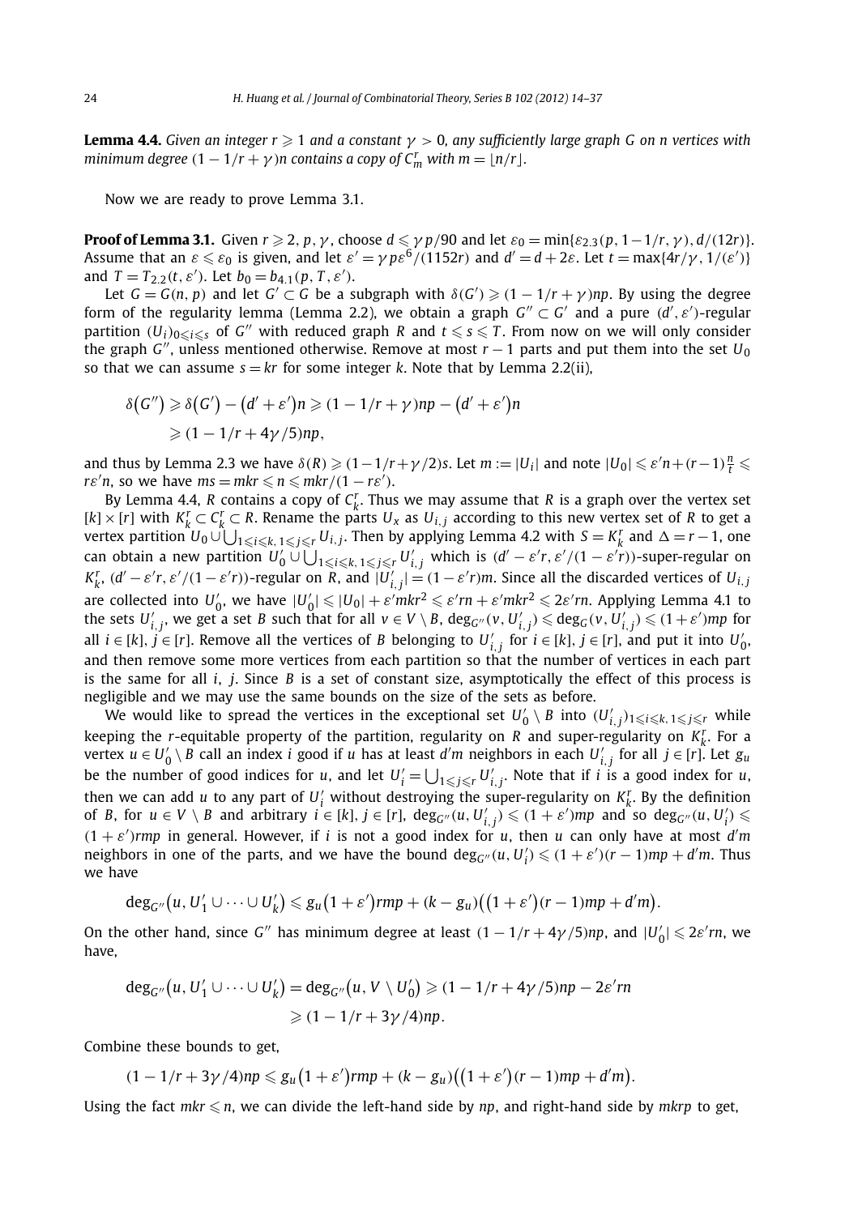**Lemma 4.4.** *Given an integer $r \geqslant 1$ and a constant $\gamma > 0$, any sufficiently large graph $G$ on $n$ vertices with minimum degree $(1 - 1/r + \gamma)n$ contains a copy of $C_m^r$ with $m = \lfloor n/r \rfloor$.*

Now we are ready to prove Lemma 3.1.

**Proof of Lemma 3.1.** Given $r \geqslant 2$, $p$, $\gamma$, choose $d \leqslant \gamma p/90$ and let $\varepsilon_0 = \min\{\varepsilon_{2.3}(p, 1-1/r, \gamma), d/(12r)\}$. Assume that an $\varepsilon \leqslant \varepsilon_0$ is given, and let $\varepsilon' = \gamma p \varepsilon^6/(1152r)$ and $d' = d + 2\varepsilon$. Let $t = \max\{4r/\gamma, 1/(\varepsilon')\}$ and $T = T_{2.2}(t, \varepsilon')$. Let $b_0 = b_{4.1}(p, T, \varepsilon')$.

Let $G = G(n, p)$ and let $G' \subset G$ be a subgraph with $\delta(G') \geqslant (1 - 1/r + \gamma)np$. By using the degree form of the regularity lemma (Lemma 2.2), we obtain a graph $G'' \subset G'$ and a pure $(d', \varepsilon')$-regular partition $(U_i)_{0 \leqslant i \leqslant s}$ of $G''$ with reduced graph $R$ and $t \leqslant s \leqslant T$. From now on we will only consider the graph $G''$, unless mentioned otherwise. Remove at most $r - 1$ parts and put them into the set $U_0$ so that we can assume $s = kr$ for some integer $k$. Note that by Lemma 2.2(ii),

$$\begin{aligned}\delta(G'') &\geqslant \delta(G') - (d' + \varepsilon')n \geqslant (1 - 1/r + \gamma)np - (d' + \varepsilon')n \\ &\geqslant (1 - 1/r + 4\gamma/5)np,\end{aligned}$$

and thus by Lemma 2.3 we have $\delta(R) \geqslant (1 - 1/r + \gamma/2)s$. Let $m := |U_i|$ and note $|U_0| \leqslant \varepsilon' n + (r-1)\frac{n}{t} \leqslant r\varepsilon' n$, so we have $ms = mkr \leqslant n \leqslant mkr/(1 - r\varepsilon')$.

By Lemma 4.4, $R$ contains a copy of $C_k^r$. Thus we may assume that $R$ is a graph over the vertex set $[k] \times [r]$ with $K_k^r \subset C_k^r \subset R$. Rename the parts $U_x$ as $U_{i,j}$ according to this new vertex set of $R$ to get a vertex partition $U_0 \cup \bigcup_{1 \leqslant i \leqslant k, 1 \leqslant j \leqslant r} U_{i,j}$. Then by applying Lemma 4.2 with $S = K_k^r$ and $\Delta = r - 1$, one can obtain a new partition $U_0' \cup \bigcup_{1 \leqslant i \leqslant k, 1 \leqslant j \leqslant r} U_{i,j}'$ which is $(d' - \varepsilon' r, \varepsilon'/(1 - \varepsilon' r))$-super-regular on $K_k^r$, $(d' - \varepsilon' r, \varepsilon'/(1 - \varepsilon' r))$-regular on $R$, and $|U_{i,j}'| = (1 - \varepsilon' r)m$. Since all the discarded vertices of $U_{i,j}$ are collected into $U_0'$, we have $|U_0'| \leqslant |U_0| + \varepsilon' mkr^2 \leqslant \varepsilon' rn + \varepsilon' mkr^2 \leqslant 2\varepsilon' rn$. Applying Lemma 4.1 to the sets $U_{i,j}'$, we get a set $B$ such that for all $v \in V \setminus B$, $\deg_{G''}(v, U_{i,j}') \leqslant \deg_G(v, U_{i,j}') \leqslant (1 + \varepsilon')mp$ for all $i \in [k]$, $j \in [r]$. Remove all the vertices of $B$ belonging to $U_{i,j}'$ for $i \in [k]$, $j \in [r]$, and put it into $U_0'$, and then remove some more vertices from each partition so that the number of vertices in each part is the same for all $i$, $j$. Since $B$ is a set of constant size, asymptotically the effect of this process is negligible and we may use the same bounds on the size of the sets as before.

We would like to spread the vertices in the exceptional set $U_0' \setminus B$ into $(U_{i,j}')_{1 \leqslant i \leqslant k, 1 \leqslant j \leqslant r}$ while keeping the $r$-equitable property of the partition, regularity on $R$ and super-regularity on $K_k^r$. For a vertex $u \in U_0' \setminus B$ call an index $i$ good if $u$ has at least $d'm$ neighbors in each $U_{i,j}'$ for all $j \in [r]$. Let $g_u$ be the number of good indices for $u$, and let $U_i' = \bigcup_{1 \leqslant j \leqslant r} U_{i,j}'$. Note that if $i$ is a good index for $u$, then we can add $u$ to any part of $U_i'$ without destroying the super-regularity on $K_k^r$. By the definition of $B$, for $u \in V \setminus B$ and arbitrary $i \in [k]$, $j \in [r]$, $\deg_{G''}(u, U_{i,j}') \leqslant (1 + \varepsilon')mp$ and so $\deg_{G''}(u, U_i') \leqslant (1 + \varepsilon')rmp$ in general. However, if $i$ is not a good index for $u$, then $u$ can only have at most $d'm$ neighbors in one of the parts, and we have the bound $\deg_{G''}(u, U_i') \leqslant (1 + \varepsilon')(r - 1)mp + d'm$. Thus we have

$$\deg_{G''}(u, U_1' \cup \cdots \cup U_k') \leqslant g_u(1 + \varepsilon')rmp + (k - g_u)\big((1 + \varepsilon')(r - 1)mp + d'm\big).$$

On the other hand, since $G''$ has minimum degree at least $(1 - 1/r + 4\gamma/5)np$, and $|U_0'| \leqslant 2\varepsilon' rn$, we have,

$$\begin{aligned}\deg_{G''}(u, U_1' \cup \cdots \cup U_k') &= \deg_{G''}(u, V \setminus U_0') \geqslant (1 - 1/r + 4\gamma/5)np - 2\varepsilon' rn \\ &\geqslant (1 - 1/r + 3\gamma/4)np.\end{aligned}$$

Combine these bounds to get,

$$(1 - 1/r + 3\gamma/4)np \leqslant g_u(1 + \varepsilon')rmp + (k - g_u)\big((1 + \varepsilon')(r - 1)mp + d'm\big).$$

Using the fact $mkr \leqslant n$, we can divide the left-hand side by $np$, and right-hand side by $mkrp$ to get,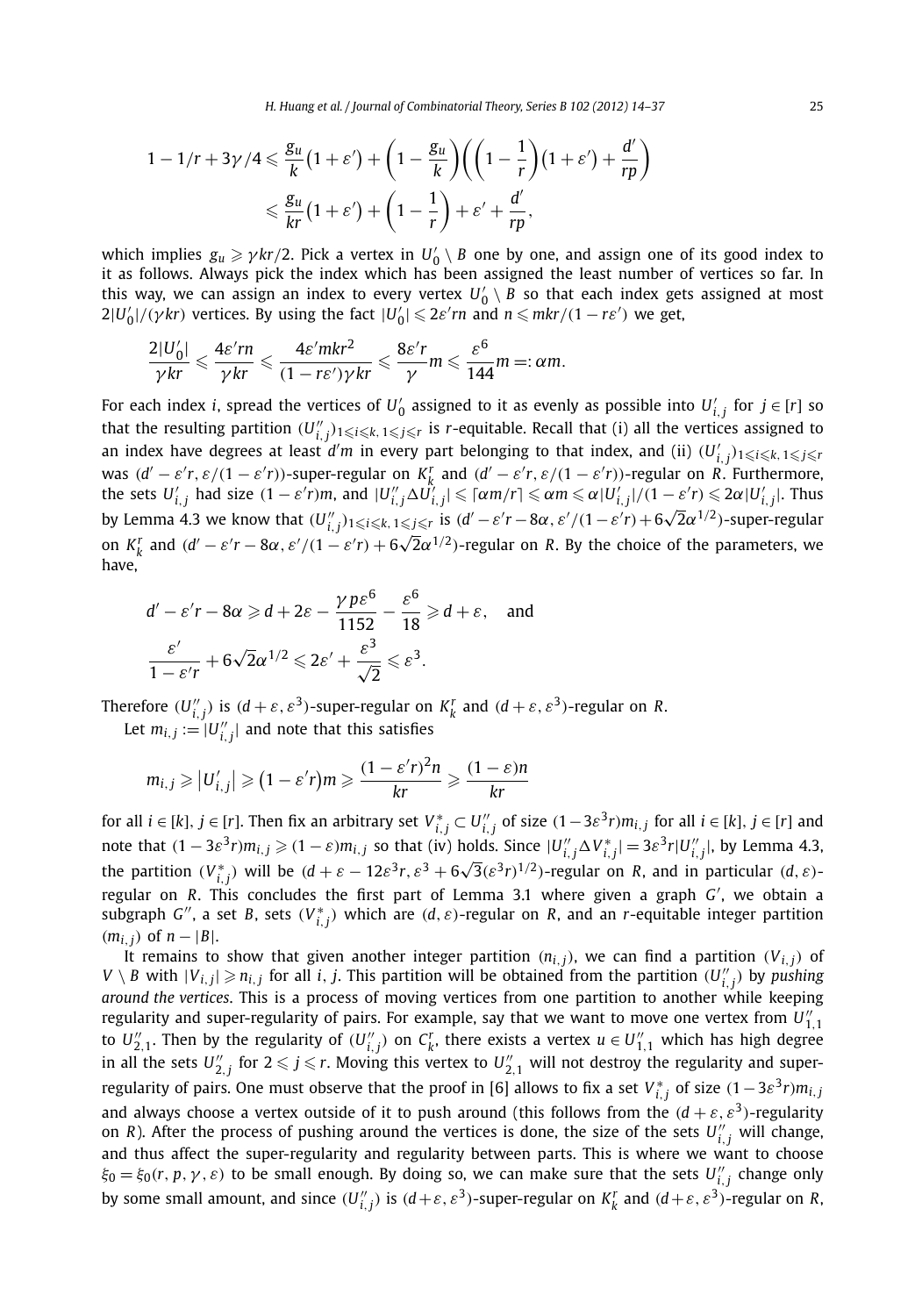$$
\begin{aligned}
1-1/r+3\gamma/4 &\leqslant \frac{g_u}{k}\left(1+\varepsilon'\right)+\left(1-\frac{g_u}{k}\right)\left(\left(1-\frac{1}{r}\right)\left(1+\varepsilon'\right)+\frac{d'}{rp}\right)\\
&\leqslant \frac{g_u}{kr}\left(1+\varepsilon'\right)+\left(1-\frac{1}{r}\right)+\varepsilon'+\frac{d'}{rp},
\end{aligned}
$$

which implies $g_u \geqslant \gamma kr/2$. Pick a vertex in $U_0' \setminus B$ one by one, and assign one of its good index to it as follows. Always pick the index which has been assigned the least number of vertices so far. In this way, we can assign an index to every vertex $U_0' \setminus B$ so that each index gets assigned at most $2|U_0'|/(\gamma kr)$ vertices. By using the fact $|U_0'| \leqslant 2\varepsilon' rn$ and $n \leqslant mkr/(1-r\varepsilon')$ we get,

$$
\frac{2|U_0'|}{\gamma kr} \leqslant \frac{4\varepsilon' rn}{\gamma kr} \leqslant \frac{4\varepsilon' mkr^2}{(1-r\varepsilon')\gamma kr} \leqslant \frac{8\varepsilon' r}{\gamma} m \leqslant \frac{\varepsilon^6}{144} m =: \alpha m.
$$

For each index $i$, spread the vertices of $U_0'$ assigned to it as evenly as possible into $U_{i,j}'$ for $j \in [r]$ so that the resulting partition $(U_{i,j}'')_{1\leqslant i\leqslant k,\,1\leqslant j\leqslant r}$ is $r$-equitable. Recall that (i) all the vertices assigned to an index have degrees at least $d'm$ in every part belonging to that index, and (ii) $(U_{i,j}')_{1\leqslant i\leqslant k,\,1\leqslant j\leqslant r}$ was $(d'-\varepsilon' r, \varepsilon/(1-\varepsilon' r))$-super-regular on $K_k^r$ and $(d'-\varepsilon' r, \varepsilon/(1-\varepsilon' r))$-regular on $R$. Furthermore, the sets $U_{i,j}'$ had size $(1-\varepsilon' r)m$, and $|U_{i,j}'' \Delta U_{i,j}'| \leqslant \lceil \alpha m/r \rceil \leqslant \alpha m \leqslant \alpha |U_{i,j}'|/(1-\varepsilon' r) \leqslant 2\alpha |U_{i,j}'|$. Thus by Lemma 4.3 we know that $(U_{i,j}'')_{1\leqslant i\leqslant k,\,1\leqslant j\leqslant r}$ is $(d'-\varepsilon' r - 8\alpha, \varepsilon'/(1-\varepsilon' r)+6\sqrt{2}\alpha^{1/2})$-super-regular on $K_k^r$ and $(d'-\varepsilon' r-8\alpha, \varepsilon'/(1-\varepsilon' r)+6\sqrt{2}\alpha^{1/2})$-regular on $R$. By the choice of the parameters, we have,

$$
\begin{aligned}
&d'-\varepsilon' r-8\alpha \geqslant d+2\varepsilon-\frac{\gamma p\varepsilon^6}{1152}-\frac{\varepsilon^6}{18} \geqslant d+\varepsilon, \quad \text{and}\\
&\frac{\varepsilon'}{1-\varepsilon' r}+6\sqrt{2}\alpha^{1/2} \leqslant 2\varepsilon'+\frac{\varepsilon^3}{\sqrt{2}} \leqslant \varepsilon^3.
\end{aligned}
$$

Therefore $(U_{i,j}'')$ is $(d+\varepsilon, \varepsilon^3)$-super-regular on $K_k^r$ and $(d+\varepsilon, \varepsilon^3)$-regular on $R$.

Let $m_{i,j} := |U_{i,j}''|$ and note that this satisfies

$$
m_{i,j} \geqslant \left|U_{i,j}'\right| \geqslant \left(1-\varepsilon' r\right)m \geqslant \frac{(1-\varepsilon' r)^2 n}{kr} \geqslant \frac{(1-\varepsilon)n}{kr}
$$

for all $i \in [k]$, $j \in [r]$. Then fix an arbitrary set $V_{i,j}^* \subset U_{i,j}''$ of size $(1-3\varepsilon^3 r)m_{i,j}$ for all $i \in [k]$, $j \in [r]$ and note that $(1-3\varepsilon^3 r)m_{i,j} \geqslant (1-\varepsilon)m_{i,j}$ so that (iv) holds. Since $|U_{i,j}'' \Delta V_{i,j}^*| = 3\varepsilon^3 r |U_{i,j}''|$, by Lemma 4.3, the partition $(V_{i,j}^*)$ will be $(d+\varepsilon-12\varepsilon^3 r, \varepsilon^3+6\sqrt{3}(\varepsilon^3 r)^{1/2})$-regular on $R$, and in particular $(d,\varepsilon)$-regular on $R$. This concludes the first part of Lemma 3.1 where given a graph $G'$, we obtain a subgraph $G''$, a set $B$, sets $(V_{i,j}^*)$ which are $(d,\varepsilon)$-regular on $R$, and an $r$-equitable integer partition $(m_{i,j})$ of $n-|B|$.

It remains to show that given another integer partition $(n_{i,j})$, we can find a partition $(V_{i,j})$ of $V \setminus B$ with $|V_{i,j}| \geqslant n_{i,j}$ for all $i, j$. This partition will be obtained from the partition $(U_{i,j}'')$ by *pushing around the vertices*. This is a process of moving vertices from one partition to another while keeping regularity and super-regularity of pairs. For example, say that we want to move one vertex from $U_{1,1}''$ to $U_{2,1}''$. Then by the regularity of $(U_{i,j}'')$ on $C_k^r$, there exists a vertex $u \in U_{1,1}''$ which has high degree in all the sets $U_{2,j}''$ for $2 \leqslant j \leqslant r$. Moving this vertex to $U_{2,1}''$ will not destroy the regularity and super-regularity of pairs. One must observe that the proof in [6] allows to fix a set $V_{i,j}^*$ of size $(1-3\varepsilon^3 r)m_{i,j}$ and always choose a vertex outside of it to push around (this follows from the $(d+\varepsilon, \varepsilon^3)$-regularity on $R$). After the process of pushing around the vertices is done, the size of the sets $U_{i,j}''$ will change, and thus affect the super-regularity and regularity between parts. This is where we want to choose $\xi_0 = \xi_0(r, p, \gamma, \varepsilon)$ to be small enough. By doing so, we can make sure that the sets $U_{i,j}''$ change only by some small amount, and since $(U_{i,j}'')$ is $(d+\varepsilon, \varepsilon^3)$-super-regular on $K_k^r$ and $(d+\varepsilon, \varepsilon^3)$-regular on $R$,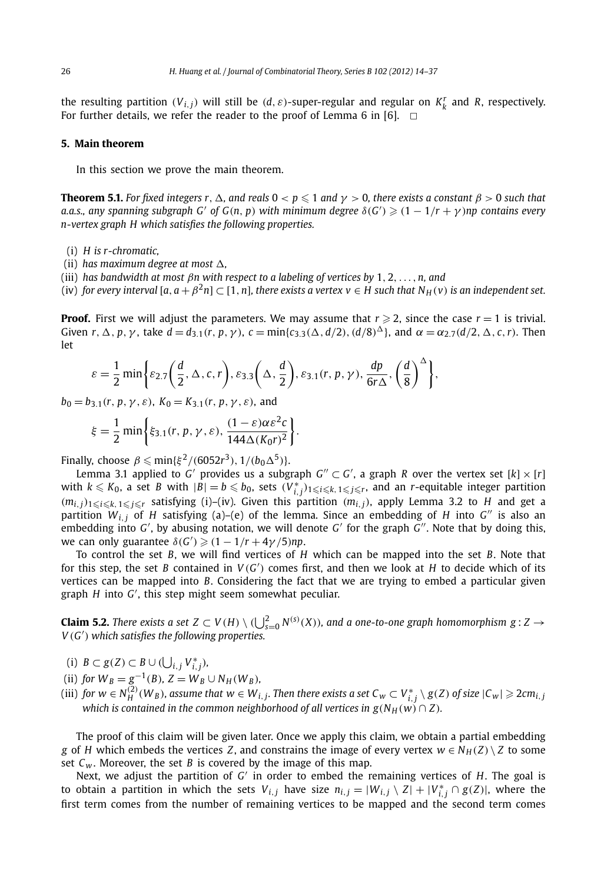the resulting partition $(V_{i,j})$ will still be $(d, \varepsilon)$-super-regular and regular on $K_k^r$ and $R$, respectively. For further details, we refer the reader to the proof of Lemma 6 in [6]. $\square$

## 5. Main theorem

In this section we prove the main theorem.

**Theorem 5.1.** *For fixed integers $r$, $\Delta$, and reals $0 < p \leqslant 1$ and $\gamma > 0$, there exists a constant $\beta > 0$ such that a.a.s., any spanning subgraph $G'$ of $G(n, p)$ with minimum degree $\delta(G') \geqslant (1 - 1/r + \gamma)np$ contains every $n$-vertex graph $H$ which satisfies the following properties.*

(i) *$H$ is $r$-chromatic,*
(ii) *has maximum degree at most $\Delta$,*
(iii) *has bandwidth at most $\beta n$ with respect to a labeling of vertices by $1, 2, \ldots, n$, and*
(iv) *for every interval $[a, a + \beta^2 n] \subset [1, n]$, there exists a vertex $v \in H$ such that $N_H(v)$ is an independent set.*

**Proof.** First we will adjust the parameters. We may assume that $r \geqslant 2$, since the case $r = 1$ is trivial. Given $r, \Delta, p, \gamma$, take $d = d_{3.1}(r, p, \gamma)$, $c = \min\{c_{3.3}(\Delta, d/2), (d/8)^{\Delta}\}$, and $\alpha = \alpha_{2.7}(d/2, \Delta, c, r)$. Then let

$$\varepsilon = \frac{1}{2} \min\left\{\varepsilon_{2.7}\left(\frac{d}{2}, \Delta, c, r\right), \varepsilon_{3.3}\left(\Delta, \frac{d}{2}\right), \varepsilon_{3.1}(r, p, \gamma), \frac{dp}{6r\Delta}, \left(\frac{d}{8}\right)^{\Delta}\right\},$$

$b_0 = b_{3.1}(r, p, \gamma, \varepsilon)$, $K_0 = K_{3.1}(r, p, \gamma, \varepsilon)$, and

$$\xi = \frac{1}{2} \min\left\{\xi_{3.1}(r, p, \gamma, \varepsilon), \frac{(1-\varepsilon)\alpha\varepsilon^2 c}{144\Delta(K_0 r)^2}\right\}.$$

Finally, choose $\beta \leqslant \min\{\xi^2/(6052r^3), 1/(b_0\Delta^5)\}$.

Lemma 3.1 applied to $G'$ provides us a subgraph $G'' \subset G'$, a graph $R$ over the vertex set $[k] \times [r]$ with $k \leqslant K_0$, a set $B$ with $|B| = b \leqslant b_0$, sets $(V_{i,j}^*)_{1 \leqslant i \leqslant k, 1 \leqslant j \leqslant r}$, and an $r$-equitable integer partition $(m_{i,j})_{1 \leqslant i \leqslant k, 1 \leqslant j \leqslant r}$ satisfying (i)–(iv). Given this partition $(m_{i,j})$, apply Lemma 3.2 to $H$ and get a partition $W_{i,j}$ of $H$ satisfying (a)–(e) of the lemma. Since an embedding of $H$ into $G''$ is also an embedding into $G'$, by abusing notation, we will denote $G'$ for the graph $G''$. Note that by doing this, we can only guarantee $\delta(G') \geqslant (1 - 1/r + 4\gamma/5)np$.

To control the set $B$, we will find vertices of $H$ which can be mapped into the set $B$. Note that for this step, the set $B$ contained in $V(G')$ comes first, and then we look at $H$ to decide which of its vertices can be mapped into $B$. Considering the fact that we are trying to embed a particular given graph $H$ into $G'$, this step might seem somewhat peculiar.

**Claim 5.2.** *There exists a set $Z \subset V(H) \setminus (\bigcup_{s=0}^{2} N^{(s)}(X))$, and a one-to-one graph homomorphism $g : Z \to V(G')$ which satisfies the following properties.*

(i) *$B \subset g(Z) \subset B \cup (\bigcup_{i,j} V_{i,j}^*)$,*
(ii) *for $W_B = g^{-1}(B)$, $Z = W_B \cup N_H(W_B)$,*
(iii) *for $w \in N_H^{(2)}(W_B)$, assume that $w \in W_{i,j}$. Then there exists a set $C_w \subset V_{i,j}^* \setminus g(Z)$ of size $|C_w| \geqslant 2cm_{i,j}$ which is contained in the common neighborhood of all vertices in $g(N_H(w) \cap Z)$.*

The proof of this claim will be given later. Once we apply this claim, we obtain a partial embedding $g$ of $H$ which embeds the vertices $Z$, and constrains the image of every vertex $w \in N_H(Z) \setminus Z$ to some set $C_w$. Moreover, the set $B$ is covered by the image of this map.

Next, we adjust the partition of $G'$ in order to embed the remaining vertices of $H$. The goal is to obtain a partition in which the sets $V_{i,j}$ have size $n_{i,j} = |W_{i,j} \setminus Z| + |V_{i,j}^* \cap g(Z)|$, where the first term comes from the number of remaining vertices to be mapped and the second term comes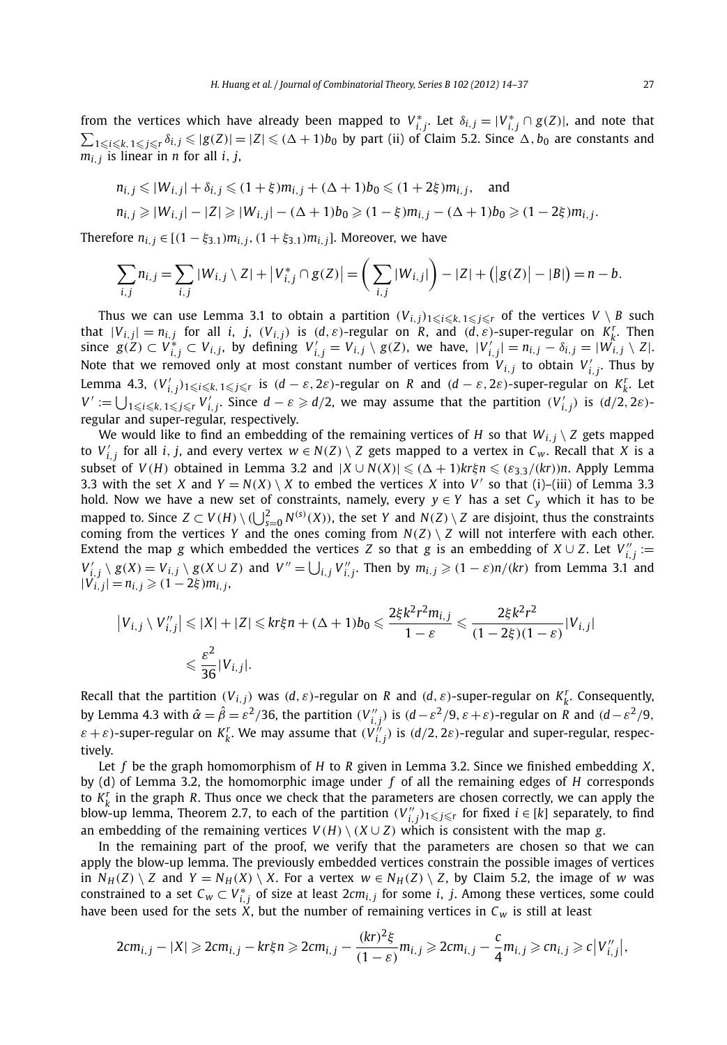from the vertices which have already been mapped to $V^*_{i,j}$. Let $\delta_{i,j} = |V^*_{i,j} \cap g(Z)|$, and note that $\sum_{1 \leqslant i \leqslant k, 1 \leqslant j \leqslant r} \delta_{i,j} \leqslant |g(Z)| = |Z| \leqslant (\Delta + 1)b_0$ by part (ii) of Claim 5.2. Since $\Delta, b_0$ are constants and $m_{i,j}$ is linear in $n$ for all $i, j$,

$$n_{i,j} \leqslant |W_{i,j}| + \delta_{i,j} \leqslant (1+\xi)m_{i,j} + (\Delta+1)b_0 \leqslant (1+2\xi)m_{i,j}, \quad \text{and}$$
$$n_{i,j} \geqslant |W_{i,j}| - |Z| \geqslant |W_{i,j}| - (\Delta+1)b_0 \geqslant (1-\xi)m_{i,j} - (\Delta+1)b_0 \geqslant (1-2\xi)m_{i,j}.$$

Therefore $n_{i,j} \in [(1-\xi_{3.1})m_{i,j}, (1+\xi_{3.1})m_{i,j}]$. Moreover, we have

$$\sum_{i,j} n_{i,j} = \sum_{i,j} |W_{i,j} \setminus Z| + |V^*_{i,j} \cap g(Z)| = \left(\sum_{i,j} |W_{i,j}|\right) - |Z| + \left(|g(Z)| - |B|\right) = n - b.$$

Thus we can use Lemma 3.1 to obtain a partition $(V_{i,j})_{1 \leqslant i \leqslant k, 1 \leqslant j \leqslant r}$ of the vertices $V \setminus B$ such that $|V_{i,j}| = n_{i,j}$ for all $i$, $j$, $(V_{i,j})$ is $(d, \varepsilon)$-regular on $R$, and $(d, \varepsilon)$-super-regular on $K^r_k$. Then since $g(Z) \subset V^*_{i,j} \subset V_{i,j}$, by defining $V'_{i,j} = V_{i,j} \setminus g(Z)$, we have, $|V'_{i,j}| = n_{i,j} - \delta_{i,j} = |W_{i,j} \setminus Z|$. Note that we removed only at most constant number of vertices from $V_{i,j}$ to obtain $V'_{i,j}$. Thus by Lemma 4.3, $(V'_{i,j})_{1 \leqslant i \leqslant k, 1 \leqslant j \leqslant r}$ is $(d - \varepsilon, 2\varepsilon)$-regular on $R$ and $(d - \varepsilon, 2\varepsilon)$-super-regular on $K^r_k$. Let $V' := \bigcup_{1 \leqslant i \leqslant k, 1 \leqslant j \leqslant r} V'_{i,j}$. Since $d - \varepsilon \geqslant d/2$, we may assume that the partition $(V'_{i,j})$ is $(d/2, 2\varepsilon)$-regular and super-regular, respectively.

We would like to find an embedding of the remaining vertices of $H$ so that $W_{i,j} \setminus Z$ gets mapped to $V'_{i,j}$ for all $i, j$, and every vertex $w \in N(Z) \setminus Z$ gets mapped to a vertex in $C_w$. Recall that $X$ is a subset of $V(H)$ obtained in Lemma 3.2 and $|X \cup N(X)| \leqslant (\Delta+1)kr\xi n \leqslant (\varepsilon_{3.3}/(kr))n$. Apply Lemma 3.3 with the set $X$ and $Y = N(X) \setminus X$ to embed the vertices $X$ into $V'$ so that (i)–(iii) of Lemma 3.3 hold. Now we have a new set of constraints, namely, every $y \in Y$ has a set $C_y$ which it has to be mapped to. Since $Z \subset V(H) \setminus (\bigcup_{s=0}^{2} N^{(s)}(X))$, the set $Y$ and $N(Z) \setminus Z$ are disjoint, thus the constraints coming from the vertices $Y$ and the ones coming from $N(Z) \setminus Z$ will not interfere with each other. Extend the map $g$ which embedded the vertices $Z$ so that $g$ is an embedding of $X \cup Z$. Let $V''_{i,j} := V'_{i,j} \setminus g(X) = V_{i,j} \setminus g(X \cup Z)$ and $V'' = \bigcup_{i,j} V''_{i,j}$. Then by $m_{i,j} \geqslant (1-\varepsilon)n/(kr)$ from Lemma 3.1 and $|V_{i,j}| = n_{i,j} \geqslant (1-2\xi)m_{i,j}$,

$$\begin{aligned}
\left|V_{i,j} \setminus V''_{i,j}\right| &\leqslant |X| + |Z| \leqslant kr\xi n + (\Delta+1)b_0 \leqslant \frac{2\xi k^2 r^2 m_{i,j}}{1-\varepsilon} \leqslant \frac{2\xi k^2 r^2}{(1-2\xi)(1-\varepsilon)}|V_{i,j}| \\
&\leqslant \frac{\varepsilon^2}{36}|V_{i,j}|.
\end{aligned}$$

Recall that the partition $(V_{i,j})$ was $(d, \varepsilon)$-regular on $R$ and $(d, \varepsilon)$-super-regular on $K^r_k$. Consequently, by Lemma 4.3 with $\hat{\alpha} = \hat{\beta} = \varepsilon^2/36$, the partition $(V''_{i,j})$ is $(d - \varepsilon^2/9, \varepsilon + \varepsilon)$-regular on $R$ and $(d - \varepsilon^2/9, \varepsilon + \varepsilon)$-super-regular on $K^r_k$. We may assume that $(V''_{i,j})$ is $(d/2, 2\varepsilon)$-regular and super-regular, respectively.

Let $f$ be the graph homomorphism of $H$ to $R$ given in Lemma 3.2. Since we finished embedding $X$, by (d) of Lemma 3.2, the homomorphic image under $f$ of all the remaining edges of $H$ corresponds to $K^r_k$ in the graph $R$. Thus once we check that the parameters are chosen correctly, we can apply the blow-up lemma, Theorem 2.7, to each of the partition $(V''_{i,j})_{1 \leqslant j \leqslant r}$ for fixed $i \in [k]$ separately, to find an embedding of the remaining vertices $V(H) \setminus (X \cup Z)$ which is consistent with the map $g$.

In the remaining part of the proof, we verify that the parameters are chosen so that we can apply the blow-up lemma. The previously embedded vertices constrain the possible images of vertices in $N_H(Z) \setminus Z$ and $Y = N_H(X) \setminus X$. For a vertex $w \in N_H(Z) \setminus Z$, by Claim 5.2, the image of $w$ was constrained to a set $C_w \subset V^*_{i,j}$ of size at least $2cm_{i,j}$ for some $i$, $j$. Among these vertices, some could have been used for the sets $X$, but the number of remaining vertices in $C_w$ is still at least

$$2cm_{i,j} - |X| \geqslant 2cm_{i,j} - kr\xi n \geqslant 2cm_{i,j} - \frac{(kr)^2\xi}{(1-\varepsilon)}m_{i,j} \geqslant 2cm_{i,j} - \frac{c}{4}m_{i,j} \geqslant cn_{i,j} \geqslant c\left|V''_{i,j}\right|,$$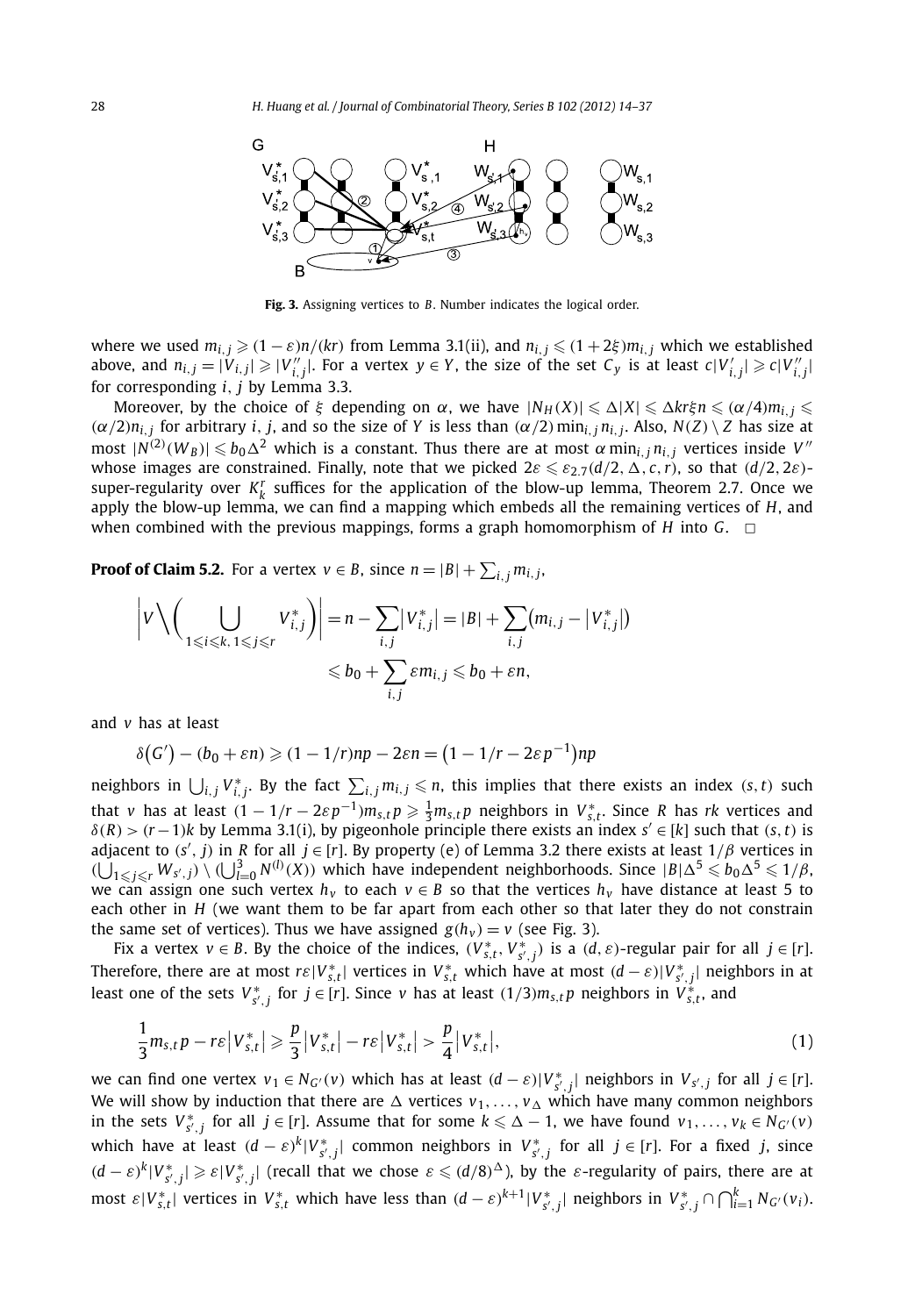**Fig. 3.** Assigning vertices to $B$. Number indicates the logical order.

where we used $m_{i,j} \geqslant (1-\varepsilon)n/(kr)$ from Lemma 3.1(ii), and $n_{i,j} \leqslant (1+2\xi)m_{i,j}$ which we established above, and $n_{i,j} = |V_{i,j}| \geqslant |V''_{i,j}|$. For a vertex $y \in Y$, the size of the set $C_y$ is at least $c|V'_{i,j}| \geqslant c|V''_{i,j}|$ for corresponding $i, j$ by Lemma 3.3.

Moreover, by the choice of $\xi$ depending on $\alpha$, we have $|N_H(X)| \leqslant \Delta|X| \leqslant \Delta kr\xi n \leqslant (\alpha/4)m_{i,j} \leqslant (\alpha/2)n_{i,j}$ for arbitrary $i, j$, and so the size of $Y$ is less than $(\alpha/2)\min_{i,j} n_{i,j}$. Also, $N(Z) \setminus Z$ has size at most $|N^{(2)}(W_B)| \leqslant b_0\Delta^2$ which is a constant. Thus there are at most $\alpha \min_{i,j} n_{i,j}$ vertices inside $V''$ whose images are constrained. Finally, note that we picked $2\varepsilon \leqslant \varepsilon_{2.7}(d/2, \Delta, c, r)$, so that $(d/2, 2\varepsilon)$-super-regularity over $K_k^r$ suffices for the application of the blow-up lemma, Theorem 2.7. Once we apply the blow-up lemma, we can find a mapping which embeds all the remaining vertices of $H$, and when combined with the previous mappings, forms a graph homomorphism of $H$ into $G$. $\square$

**Proof of Claim 5.2.** For a vertex $v \in B$, since $n = |B| + \sum_{i,j} m_{i,j}$,

$$\left| V \setminus \left( \bigcup_{1\leqslant i\leqslant k,\, 1\leqslant j\leqslant r} V^*_{i,j} \right) \right| = n - \sum_{i,j} |V^*_{i,j}| = |B| + \sum_{i,j} \left(m_{i,j} - |V^*_{i,j}|\right)$$
$$\leqslant b_0 + \sum_{i,j} \varepsilon m_{i,j} \leqslant b_0 + \varepsilon n,$$

and $v$ has at least

$$\delta(G') - (b_0 + \varepsilon n) \geqslant (1 - 1/r)np - 2\varepsilon n = \left(1 - 1/r - 2\varepsilon p^{-1}\right)np$$

neighbors in $\bigcup_{i,j} V^*_{i,j}$. By the fact $\sum_{i,j} m_{i,j} \leqslant n$, this implies that there exists an index $(s,t)$ such that $v$ has at least $(1 - 1/r - 2\varepsilon p^{-1})m_{s,t}p \geqslant \frac{1}{3}m_{s,t}p$ neighbors in $V^*_{s,t}$. Since $R$ has $rk$ vertices and $\delta(R) > (r-1)k$ by Lemma 3.1(i), by pigeonhole principle there exists an index $s' \in [k]$ such that $(s,t)$ is adjacent to $(s', j)$ in $R$ for all $j \in [r]$. By property (e) of Lemma 3.2 there exists at least $1/\beta$ vertices in $(\bigcup_{1\leqslant j\leqslant r} W_{s',j}) \setminus (\bigcup_{l=0}^{3} N^{(l)}(X))$ which have independent neighborhoods. Since $|B|\Delta^5 \leqslant b_0\Delta^5 \leqslant 1/\beta$, we can assign one such vertex $h_v$ to each $v \in B$ so that the vertices $h_v$ have distance at least 5 to each other in $H$ (we want them to be far apart from each other so that later they do not constrain the same set of vertices). Thus we have assigned $g(h_v) = v$ (see Fig. 3).

Fix a vertex $v \in B$. By the choice of the indices, $(V^*_{s,t}, V^*_{s',j})$ is a $(d,\varepsilon)$-regular pair for all $j \in [r]$. Therefore, there are at most $r\varepsilon|V^*_{s,t}|$ vertices in $V^*_{s,t}$ which have at most $(d-\varepsilon)|V^*_{s',j}|$ neighbors in at least one of the sets $V^*_{s',j}$ for $j \in [r]$. Since $v$ has at least $(1/3)m_{s,t}p$ neighbors in $V^*_{s,t}$, and

$$\frac{1}{3}m_{s,t}p - r\varepsilon\left|V^*_{s,t}\right| \geqslant \frac{p}{3}\left|V^*_{s,t}\right| - r\varepsilon\left|V^*_{s,t}\right| > \frac{p}{4}\left|V^*_{s,t}\right|, \tag{1}$$

we can find one vertex $v_1 \in N_{G'}(v)$ which has at least $(d-\varepsilon)|V^*_{s',j}|$ neighbors in $V_{s',j}$ for all $j \in [r]$. We will show by induction that there are $\Delta$ vertices $v_1, \dots, v_\Delta$ which have many common neighbors in the sets $V^*_{s',j}$ for all $j \in [r]$. Assume that for some $k \leqslant \Delta - 1$, we have found $v_1, \dots, v_k \in N_{G'}(v)$ which have at least $(d-\varepsilon)^k|V^*_{s',j}|$ common neighbors in $V^*_{s',j}$ for all $j \in [r]$. For a fixed $j$, since $(d-\varepsilon)^k|V^*_{s',j}| \geqslant \varepsilon|V^*_{s',j}|$ (recall that we chose $\varepsilon \leqslant (d/8)^\Delta$), by the $\varepsilon$-regularity of pairs, there are at most $\varepsilon|V^*_{s,t}|$ vertices in $V^*_{s,t}$ which have less than $(d-\varepsilon)^{k+1}|V^*_{s',j}|$ neighbors in $V^*_{s',j} \cap \bigcap_{i=1}^{k} N_{G'}(v_i)$.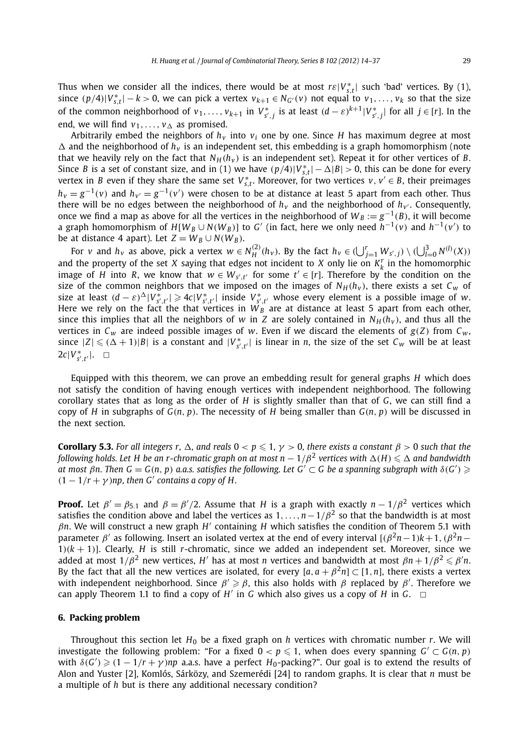Thus when we consider all the indices, there would be at most $r\varepsilon|V^*_{s,t}|$ such 'bad' vertices. By (1), since $(p/4)|V^*_{s,t}| - k > 0$, we can pick a vertex $v_{k+1} \in N_{G'}(v)$ not equal to $v_1, \ldots, v_k$ so that the size of the common neighborhood of $v_1, \ldots, v_{k+1}$ in $V^*_{s',j}$ is at least $(d-\varepsilon)^{k+1}|V^*_{s',j}|$ for all $j \in [r]$. In the end, we will find $v_1, \ldots, v_\Delta$ as promised.

Arbitrarily embed the neighbors of $h_v$ into $v_i$ one by one. Since $H$ has maximum degree at most $\Delta$ and the neighborhood of $h_v$ is an independent set, this embedding is a graph homomorphism (note that we heavily rely on the fact that $N_H(h_v)$ is an independent set). Repeat it for other vertices of $B$. Since $B$ is a set of constant size, and in (1) we have $(p/4)|V^*_{s,t}| - \Delta|B| > 0$, this can be done for every vertex in $B$ even if they share the same set $V^*_{s,t}$. Moreover, for two vertices $v, v' \in B$, their preimages $h_v = g^{-1}(v)$ and $h_{v'} = g^{-1}(v')$ were chosen to be at distance at least 5 apart from each other. Thus there will be no edges between the neighborhood of $h_v$ and the neighborhood of $h_{v'}$. Consequently, once we find a map as above for all the vertices in the neighborhood of $W_B := g^{-1}(B)$, it will become a graph homomorphism of $H[W_B \cup N(W_B)]$ to $G'$ (in fact, here we only need $h^{-1}(v)$ and $h^{-1}(v')$ to be at distance 4 apart). Let $Z = W_B \cup N(W_B)$.

For $v$ and $h_v$ as above, pick a vertex $w \in N^{(2)}_H(h_v)$. By the fact $h_v \in (\bigcup_{j=1}^r W_{s',j}) \setminus (\bigcup_{l=0}^3 N^{(l)}(X))$ and the property of the set $X$ saying that edges not incident to $X$ only lie on $K^r_k$ in the homomorphic image of $H$ into $R$, we know that $w \in W_{s',t'}$ for some $t' \in [r]$. Therefore by the condition on the size of the common neighbors that we imposed on the images of $N_H(h_v)$, there exists a set $C_w$ of size at least $(d-\varepsilon)^\Delta|V^*_{s',t'}| \geqslant 4c|V^*_{s',t'}|$ inside $V^*_{s',t'}$ whose every element is a possible image of $w$. Here we rely on the fact the that vertices in $W_B$ are at distance at least 5 apart from each other, since this implies that all the neighbors of $w$ in $Z$ are solely contained in $N_H(h_v)$, and thus all the vertices in $C_w$ are indeed possible images of $w$. Even if we discard the elements of $g(Z)$ from $C_w$, since $|Z| \leqslant (\Delta+1)|B|$ is a constant and $|V^*_{s',t'}|$ is linear in $n$, the size of the set $C_w$ will be at least $2c|V^*_{s',t'}|$. $\square$

Equipped with this theorem, we can prove an embedding result for general graphs $H$ which does not satisfy the condition of having enough vertices with independent neighborhood. The following corollary states that as long as the order of $H$ is slightly smaller than that of $G$, we can still find a copy of $H$ in subgraphs of $G(n, p)$. The necessity of $H$ being smaller than $G(n, p)$ will be discussed in the next section.

**Corollary 5.3.** *For all integers $r$, $\Delta$, and reals $0 < p \leqslant 1$, $\gamma > 0$, there exists a constant $\beta > 0$ such that the following holds. Let $H$ be an $r$-chromatic graph on at most $n - 1/\beta^2$ vertices with $\Delta(H) \leqslant \Delta$ and bandwidth at most $\beta n$. Then $G = G(n, p)$ a.a.s. satisfies the following. Let $G' \subset G$ be a spanning subgraph with $\delta(G') \geqslant (1 - 1/r + \gamma)np$, then $G'$ contains a copy of $H$.*

**Proof.** Let $\beta' = \beta_{5.1}$ and $\beta = \beta'/2$. Assume that $H$ is a graph with exactly $n - 1/\beta^2$ vertices which satisfies the condition above and label the vertices as $1, \ldots, n - 1/\beta^2$ so that the bandwidth is at most $\beta n$. We will construct a new graph $H'$ containing $H$ which satisfies the condition of Theorem 5.1 with parameter $\beta'$ as following. Insert an isolated vertex at the end of every interval $[(\beta^2 n - 1)k + 1, (\beta^2 n - 1)(k+1)]$. Clearly, $H$ is still $r$-chromatic, since we added an independent set. Moreover, since we added at most $1/\beta^2$ new vertices, $H'$ has at most $n$ vertices and bandwidth at most $\beta n + 1/\beta^2 \leqslant \beta' n$. By the fact that all the new vertices are isolated, for every $[a, a + \beta^2 n] \subset [1, n]$, there exists a vertex with independent neighborhood. Since $\beta' \geqslant \beta$, this also holds with $\beta$ replaced by $\beta'$. Therefore we can apply Theorem 1.1 to find a copy of $H'$ in $G$ which also gives us a copy of $H$ in $G$. $\square$

## 6. Packing problem

Throughout this section let $H_0$ be a fixed graph on $h$ vertices with chromatic number $r$. We will investigate the following problem: "For a fixed $0 < p \leqslant 1$, when does every spanning $G' \subset G(n, p)$ with $\delta(G') \geqslant (1 - 1/r + \gamma)np$ a.a.s. have a perfect $H_0$-packing?". Our goal is to extend the results of Alon and Yuster [2], Komlós, Sárközy, and Szemerédi [24] to random graphs. It is clear that $n$ must be a multiple of $h$ but is there any additional necessary condition?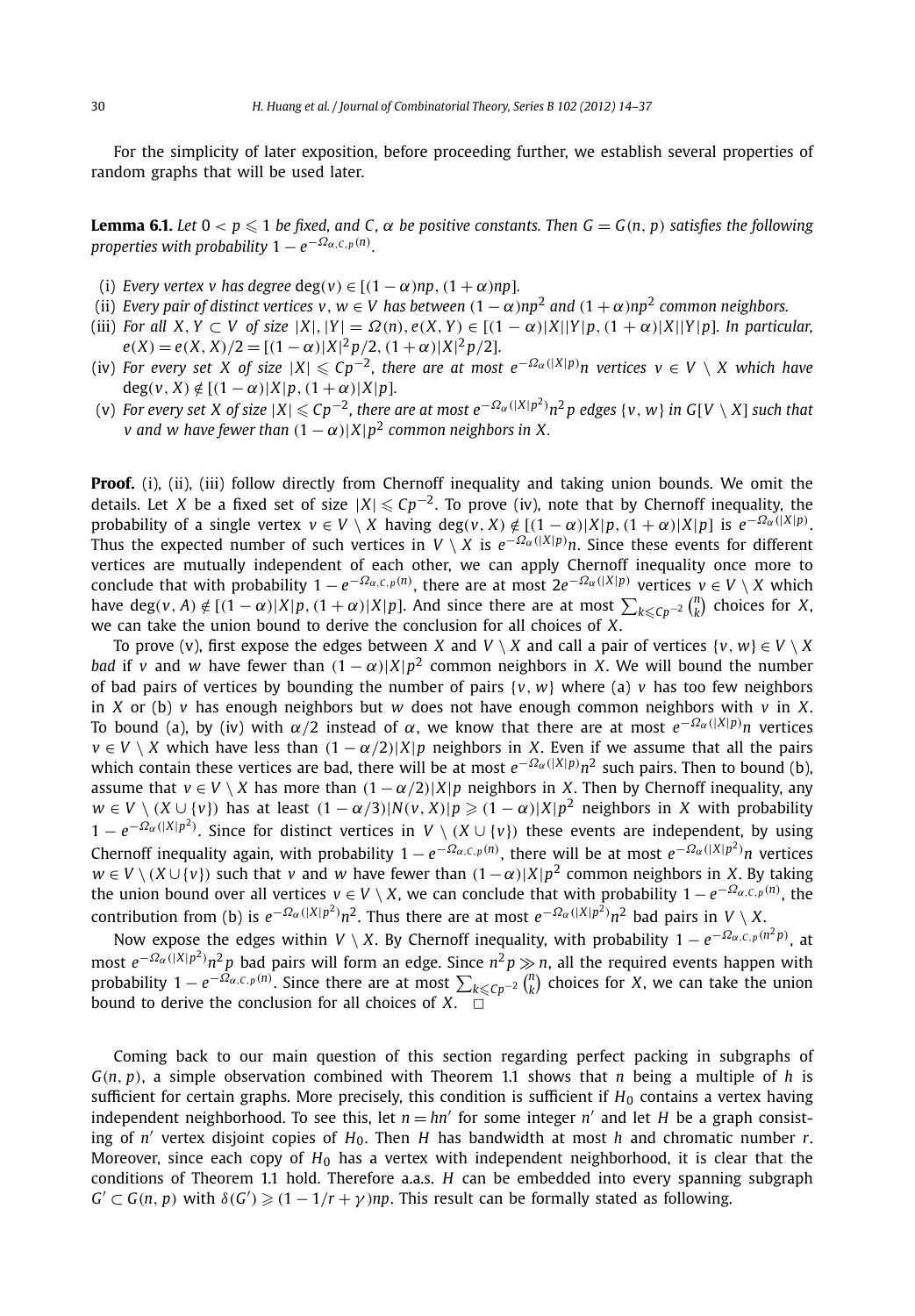For the simplicity of later exposition, before proceeding further, we establish several properties of random graphs that will be used later.

**Lemma 6.1.** *Let $0 < p \leqslant 1$ be fixed, and $C$, $\alpha$ be positive constants. Then $G = G(n, p)$ satisfies the following properties with probability $1 - e^{-\Omega_{\alpha,C,p}(n)}$.*

- (i) *Every vertex $v$ has degree $\deg(v) \in [(1-\alpha)np, (1+\alpha)np]$.*
- (ii) *Every pair of distinct vertices $v, w \in V$ has between $(1-\alpha)np^2$ and $(1+\alpha)np^2$ common neighbors.*
- (iii) *For all $X, Y \subset V$ of size $|X|, |Y| = \Omega(n)$, $e(X, Y) \in [(1-\alpha)|X||Y|p, (1+\alpha)|X||Y|p]$. In particular, $e(X) = e(X, X)/2 = [(1-\alpha)|X|^2 p/2, (1+\alpha)|X|^2 p/2]$.*
- (iv) *For every set $X$ of size $|X| \leqslant Cp^{-2}$, there are at most $e^{-\Omega_\alpha(|X|p)}n$ vertices $v \in V \setminus X$ which have $\deg(v, X) \notin [(1-\alpha)|X|p, (1+\alpha)|X|p]$.*
- (v) *For every set $X$ of size $|X| \leqslant Cp^{-2}$, there are at most $e^{-\Omega_\alpha(|X|p^2)}n^2 p$ edges $\{v, w\}$ in $G[V \setminus X]$ such that $v$ and $w$ have fewer than $(1-\alpha)|X|p^2$ common neighbors in $X$.*

**Proof.** (i), (ii), (iii) follow directly from Chernoff inequality and taking union bounds. We omit the details. Let $X$ be a fixed set of size $|X| \leqslant Cp^{-2}$. To prove (iv), note that by Chernoff inequality, the probability of a single vertex $v \in V \setminus X$ having $\deg(v, X) \notin [(1-\alpha)|X|p, (1+\alpha)|X|p]$ is $e^{-\Omega_\alpha(|X|p)}$. Thus the expected number of such vertices in $V \setminus X$ is $e^{-\Omega_\alpha(|X|p)}n$. Since these events for different vertices are mutually independent of each other, we can apply Chernoff inequality once more to conclude that with probability $1 - e^{-\Omega_{\alpha,C,p}(n)}$, there are at most $2e^{-\Omega_\alpha(|X|p)}$ vertices $v \in V \setminus X$ which have $\deg(v, A) \notin [(1-\alpha)|X|p, (1+\alpha)|X|p]$. And since there are at most $\sum_{k \leqslant Cp^{-2}} \binom{n}{k}$ choices for $X$, we can take the union bound to derive the conclusion for all choices of $X$.

To prove (v), first expose the edges between $X$ and $V \setminus X$ and call a pair of vertices $\{v, w\} \in V \setminus X$ *bad* if $v$ and $w$ have fewer than $(1-\alpha)|X|p^2$ common neighbors in $X$. We will bound the number of bad pairs of vertices by bounding the number of pairs $\{v, w\}$ where (a) $v$ has too few neighbors in $X$ or (b) $v$ has enough neighbors but $w$ does not have enough common neighbors with $v$ in $X$. To bound (a), by (iv) with $\alpha/2$ instead of $\alpha$, we know that there are at most $e^{-\Omega_\alpha(|X|p)}n$ vertices $v \in V \setminus X$ which have less than $(1-\alpha/2)|X|p$ neighbors in $X$. Even if we assume that all the pairs which contain these vertices are bad, there will be at most $e^{-\Omega_\alpha(|X|p)}n^2$ such pairs. Then to bound (b), assume that $v \in V \setminus X$ has more than $(1-\alpha/2)|X|p$ neighbors in $X$. Then by Chernoff inequality, any $w \in V \setminus (X \cup \{v\})$ has at least $(1-\alpha/3)|N(v, X)|p \geqslant (1-\alpha)|X|p^2$ neighbors in $X$ with probability $1 - e^{-\Omega_\alpha(|X|p^2)}$. Since for distinct vertices in $V \setminus (X \cup \{v\})$ these events are independent, by using Chernoff inequality again, with probability $1 - e^{-\Omega_{\alpha,C,p}(n)}$, there will be at most $e^{-\Omega_\alpha(|X|p^2)}n$ vertices $w \in V \setminus (X \cup \{v\})$ such that $v$ and $w$ have fewer than $(1-\alpha)|X|p^2$ common neighbors in $X$. By taking the union bound over all vertices $v \in V \setminus X$, we can conclude that with probability $1 - e^{-\Omega_{\alpha,C,p}(n)}$, the contribution from (b) is $e^{-\Omega_\alpha(|X|p^2)}n^2$. Thus there are at most $e^{-\Omega_\alpha(|X|p^2)}n^2$ bad pairs in $V \setminus X$.

Now expose the edges within $V \setminus X$. By Chernoff inequality, with probability $1 - e^{-\Omega_{\alpha,C,p}(n^2 p)}$, at most $e^{-\Omega_\alpha(|X|p^2)}n^2 p$ bad pairs will form an edge. Since $n^2 p \gg n$, all the required events happen with probability $1 - e^{-\Omega_{\alpha,C,p}(n)}$. Since there are at most $\sum_{k \leqslant Cp^{-2}} \binom{n}{k}$ choices for $X$, we can take the union bound to derive the conclusion for all choices of $X$. $\square$

Coming back to our main question of this section regarding perfect packing in subgraphs of $G(n, p)$, a simple observation combined with Theorem 1.1 shows that $n$ being a multiple of $h$ is sufficient for certain graphs. More precisely, this condition is sufficient if $H_0$ contains a vertex having independent neighborhood. To see this, let $n = hn'$ for some integer $n'$ and let $H$ be a graph consisting of $n'$ vertex disjoint copies of $H_0$. Then $H$ has bandwidth at most $h$ and chromatic number $r$. Moreover, since each copy of $H_0$ has a vertex with independent neighborhood, it is clear that the conditions of Theorem 1.1 hold. Therefore a.a.s. $H$ can be embedded into every spanning subgraph $G' \subset G(n, p)$ with $\delta(G') \geqslant (1 - 1/r + \gamma)np$. This result can be formally stated as following.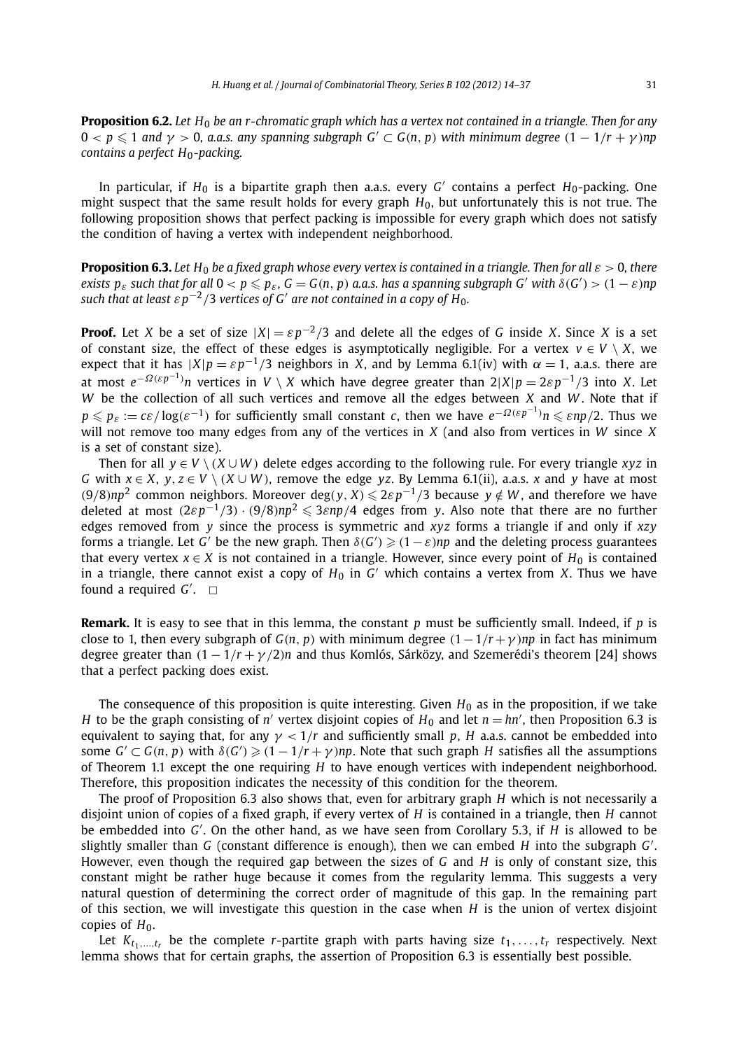**Proposition 6.2.** *Let $H_0$ be an r-chromatic graph which has a vertex not contained in a triangle. Then for any $0 < p \leqslant 1$ and $\gamma > 0$, a.a.s. any spanning subgraph $G' \subset G(n, p)$ with minimum degree $(1 - 1/r + \gamma)np$ contains a perfect $H_0$-packing.*

In particular, if $H_0$ is a bipartite graph then a.a.s. every $G'$ contains a perfect $H_0$-packing. One might suspect that the same result holds for every graph $H_0$, but unfortunately this is not true. The following proposition shows that perfect packing is impossible for every graph which does not satisfy the condition of having a vertex with independent neighborhood.

**Proposition 6.3.** *Let $H_0$ be a fixed graph whose every vertex is contained in a triangle. Then for all $\varepsilon > 0$, there exists $p_\varepsilon$ such that for all $0 < p \leqslant p_\varepsilon$, $G = G(n, p)$ a.a.s. has a spanning subgraph $G'$ with $\delta(G') > (1 - \varepsilon)np$ such that at least $\varepsilon p^{-2}/3$ vertices of $G'$ are not contained in a copy of $H_0$.*

**Proof.** Let $X$ be a set of size $|X| = \varepsilon p^{-2}/3$ and delete all the edges of $G$ inside $X$. Since $X$ is a set of constant size, the effect of these edges is asymptotically negligible. For a vertex $v \in V \setminus X$, we expect that it has $|X|p = \varepsilon p^{-1}/3$ neighbors in $X$, and by Lemma 6.1(iv) with $\alpha = 1$, a.a.s. there are at most $e^{-\Omega(\varepsilon p^{-1})}n$ vertices in $V \setminus X$ which have degree greater than $2|X|p = 2\varepsilon p^{-1}/3$ into $X$. Let $W$ be the collection of all such vertices and remove all the edges between $X$ and $W$. Note that if $p \leqslant p_\varepsilon := c\varepsilon/\log(\varepsilon^{-1})$ for sufficiently small constant $c$, then we have $e^{-\Omega(\varepsilon p^{-1})}n \leqslant \varepsilon np/2$. Thus we will not remove too many edges from any of the vertices in $X$ (and also from vertices in $W$ since $X$ is a set of constant size).

Then for all $y \in V \setminus (X \cup W)$ delete edges according to the following rule. For every triangle $xyz$ in $G$ with $x \in X$, $y, z \in V \setminus (X \cup W)$, remove the edge $yz$. By Lemma 6.1(ii), a.a.s. $x$ and $y$ have at most $(9/8)np^2$ common neighbors. Moreover $\deg(y, X) \leqslant 2\varepsilon p^{-1}/3$ because $y \notin W$, and therefore we have deleted at most $(2\varepsilon p^{-1}/3) \cdot (9/8)np^2 \leqslant 3\varepsilon np/4$ edges from $y$. Also note that there are no further edges removed from $y$ since the process is symmetric and $xyz$ forms a triangle if and only if $xzy$ forms a triangle. Let $G'$ be the new graph. Then $\delta(G') \geqslant (1 - \varepsilon)np$ and the deleting process guarantees that every vertex $x \in X$ is not contained in a triangle. However, since every point of $H_0$ is contained in a triangle, there cannot exist a copy of $H_0$ in $G'$ which contains a vertex from $X$. Thus we have found a required $G'$. $\square$

**Remark.** It is easy to see that in this lemma, the constant $p$ must be sufficiently small. Indeed, if $p$ is close to 1, then every subgraph of $G(n, p)$ with minimum degree $(1 - 1/r + \gamma)np$ in fact has minimum degree greater than $(1 - 1/r + \gamma/2)n$ and thus Komlós, Sárközy, and Szemerédi's theorem [24] shows that a perfect packing does exist.

The consequence of this proposition is quite interesting. Given $H_0$ as in the proposition, if we take $H$ to be the graph consisting of $n'$ vertex disjoint copies of $H_0$ and let $n = hn'$, then Proposition 6.3 is equivalent to saying that, for any $\gamma < 1/r$ and sufficiently small $p$, $H$ a.a.s. cannot be embedded into some $G' \subset G(n, p)$ with $\delta(G') \geqslant (1 - 1/r + \gamma)np$. Note that such graph $H$ satisfies all the assumptions of Theorem 1.1 except the one requiring $H$ to have enough vertices with independent neighborhood. Therefore, this proposition indicates the necessity of this condition for the theorem.

The proof of Proposition 6.3 also shows that, even for arbitrary graph $H$ which is not necessarily a disjoint union of copies of a fixed graph, if every vertex of $H$ is contained in a triangle, then $H$ cannot be embedded into $G'$. On the other hand, as we have seen from Corollary 5.3, if $H$ is allowed to be slightly smaller than $G$ (constant difference is enough), then we can embed $H$ into the subgraph $G'$. However, even though the required gap between the sizes of $G$ and $H$ is only of constant size, this constant might be rather huge because it comes from the regularity lemma. This suggests a very natural question of determining the correct order of magnitude of this gap. In the remaining part of this section, we will investigate this question in the case when $H$ is the union of vertex disjoint copies of $H_0$.

Let $K_{t_1,\ldots,t_r}$ be the complete $r$-partite graph with parts having size $t_1, \ldots, t_r$ respectively. Next lemma shows that for certain graphs, the assertion of Proposition 6.3 is essentially best possible.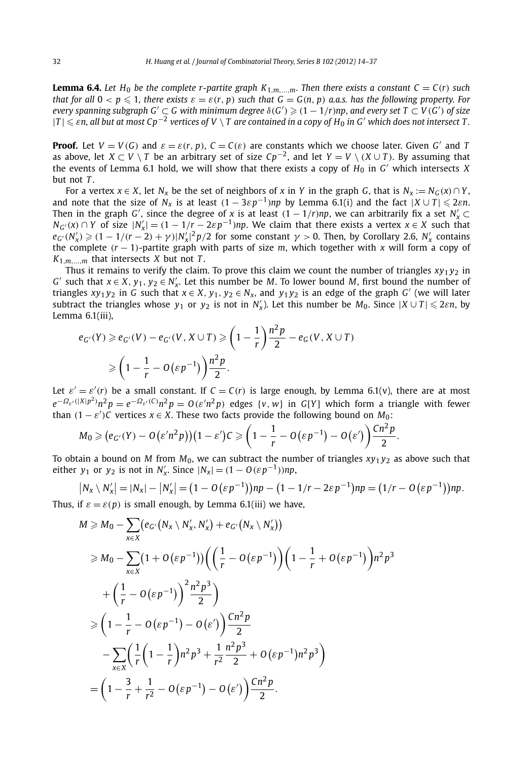**Lemma 6.4.** *Let $H_0$ be the complete r-partite graph $K_{1,m,\dots,m}$. Then there exists a constant $C = C(r)$ such that for all $0 < p \leqslant 1$, there exists $\varepsilon = \varepsilon(r, p)$ such that $G = G(n, p)$ a.a.s. has the following property. For every spanning subgraph $G' \subset G$ with minimum degree $\delta(G') \geqslant (1 - 1/r)np$, and every set $T \subset V(G')$ of size $|T| \leqslant \varepsilon n$, all but at most $Cp^{-2}$ vertices of $V \setminus T$ are contained in a copy of $H_0$ in $G'$ which does not intersect $T$.*

**Proof.** Let $V = V(G)$ and $\varepsilon = \varepsilon(r, p)$, $C = C(\varepsilon)$ are constants which we choose later. Given $G'$ and $T$ as above, let $X \subset V \setminus T$ be an arbitrary set of size $Cp^{-2}$, and let $Y = V \setminus (X \cup T)$. By assuming that the events of Lemma 6.1 hold, we will show that there exists a copy of $H_0$ in $G'$ which intersects $X$ but not $T$.

For a vertex $x \in X$, let $N_x$ be the set of neighbors of $x$ in $Y$ in the graph $G$, that is $N_x := N_G(x) \cap Y$, and note that the size of $N_x$ is at least $(1 - 3\varepsilon p^{-1})np$ by Lemma 6.1(i) and the fact $|X \cup T| \leqslant 2\varepsilon n$. Then in the graph $G'$, since the degree of $x$ is at least $(1 - 1/r)np$, we can arbitrarily fix a set $N'_x \subset N_{G'}(x) \cap Y$ of size $|N'_x| = (1 - 1/r - 2\varepsilon p^{-1})np$. We claim that there exists a vertex $x \in X$ such that $e_{G'}(N'_x) \geqslant (1 - 1/(r-2) + \gamma)|N'_x|^2 p/2$ for some constant $\gamma > 0$. Then, by Corollary 2.6, $N'_x$ contains the complete $(r-1)$-partite graph with parts of size $m$, which together with $x$ will form a copy of $K_{1,m,\dots,m}$ that intersects $X$ but not $T$.

Thus it remains to verify the claim. To prove this claim we count the number of triangles $xy_1y_2$ in $G'$ such that $x \in X$, $y_1, y_2 \in N'_x$. Let this number be $M$. To lower bound $M$, first bound the number of triangles $xy_1y_2$ in $G$ such that $x \in X$, $y_1, y_2 \in N_x$, and $y_1y_2$ is an edge of the graph $G'$ (we will later subtract the triangles whose $y_1$ or $y_2$ is not in $N'_x$). Let this number be $M_0$. Since $|X \cup T| \leqslant 2\varepsilon n$, by Lemma 6.1(iii),

$$
\begin{aligned}
e_{G'}(Y) &\geqslant e_{G'}(V) - e_{G'}(V, X \cup T) \geqslant \left(1 - \frac{1}{r}\right)\frac{n^2 p}{2} - e_G(V, X \cup T) \\
&\geqslant \left(1 - \frac{1}{r} - O\left(\varepsilon p^{-1}\right)\right)\frac{n^2 p}{2}.
\end{aligned}
$$

Let $\varepsilon' = \varepsilon'(r)$ be a small constant. If $C = C(r)$ is large enough, by Lemma 6.1(v), there are at most $e^{-\Omega_{\varepsilon'}(|X|p^2)} n^2 p = e^{-\Omega_{\varepsilon'}(C)} n^2 p = O(\varepsilon' n^2 p)$ edges $\{v, w\}$ in $G[Y]$ which form a triangle with fewer than $(1 - \varepsilon')C$ vertices $x \in X$. These two facts provide the following bound on $M_0$:

$$
M_0 \geqslant \left(e_{G'}(Y) - O\left(\varepsilon' n^2 p\right)\right)\left(1 - \varepsilon'\right)C \geqslant \left(1 - \frac{1}{r} - O\left(\varepsilon p^{-1}\right) - O\left(\varepsilon'\right)\right)\frac{Cn^2 p}{2}.
$$

To obtain a bound on $M$ from $M_0$, we can subtract the number of triangles $xy_1y_2$ as above such that either $y_1$ or $y_2$ is not in $N'_x$. Since $|N_x| = (1 - O(\varepsilon p^{-1}))np$,

$$
\left|N_x \setminus N'_x\right| = |N_x| - \left|N'_x\right| = \left(1 - O\left(\varepsilon p^{-1}\right)\right)np - \left(1 - 1/r - 2\varepsilon p^{-1}\right)np = \left(1/r - O\left(\varepsilon p^{-1}\right)\right)np.
$$

Thus, if $\varepsilon = \varepsilon(p)$ is small enough, by Lemma 6.1(iii) we have,

$$
\begin{aligned}
M &\geqslant M_0 - \sum_{x \in X}\left(e_{G'}\left(N_x \setminus N'_x, N'_x\right) + e_{G'}\left(N_x \setminus N'_x\right)\right) \\
&\geqslant M_0 - \sum_{x \in X}\left(1 + O\left(\varepsilon p^{-1}\right)\right)\left(\left(\frac{1}{r} - O\left(\varepsilon p^{-1}\right)\right)\left(1 - \frac{1}{r} + O\left(\varepsilon p^{-1}\right)\right)n^2 p^3 \right. \\
&\qquad \left. + \left(\frac{1}{r} - O\left(\varepsilon p^{-1}\right)\right)^2 \frac{n^2 p^3}{2}\right) \\
&\geqslant \left(1 - \frac{1}{r} - O\left(\varepsilon p^{-1}\right) - O\left(\varepsilon'\right)\right)\frac{Cn^2 p}{2} \\
&\qquad - \sum_{x \in X}\left(\frac{1}{r}\left(1 - \frac{1}{r}\right)n^2 p^3 + \frac{1}{r^2}\frac{n^2 p^3}{2} + O\left(\varepsilon p^{-1}\right)n^2 p^3\right) \\
&= \left(1 - \frac{3}{r} + \frac{1}{r^2} - O\left(\varepsilon p^{-1}\right) - O\left(\varepsilon'\right)\right)\frac{Cn^2 p}{2}.
\end{aligned}
$$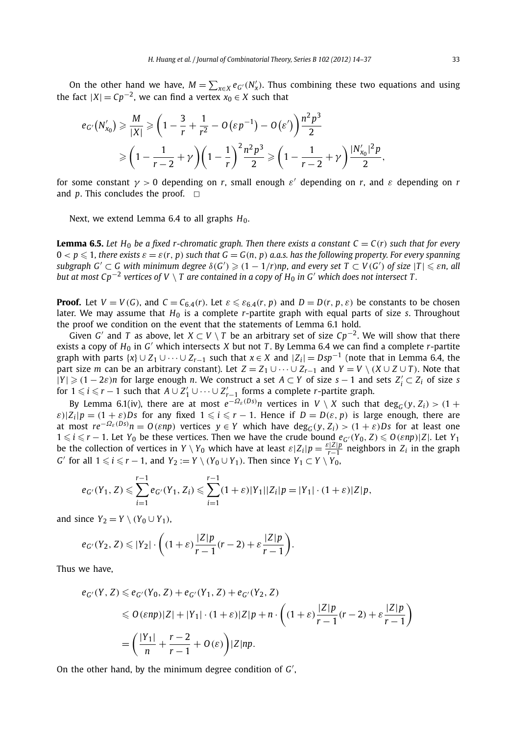On the other hand we have, $M = \sum_{x \in X} e_{G'}(N'_x)$. Thus combining these two equations and using the fact $|X| = Cp^{-2}$, we can find a vertex $x_0 \in X$ such that

$$e_{G'}(N'_{x_0}) \geqslant \frac{M}{|X|} \geqslant \left(1 - \frac{3}{r} + \frac{1}{r^2} - O(\varepsilon p^{-1}) - O(\varepsilon')\right)\frac{n^2p^3}{2}$$
$$\geqslant \left(1 - \frac{1}{r-2} + \gamma\right)\left(1 - \frac{1}{r}\right)^2 \frac{n^2p^3}{2} \geqslant \left(1 - \frac{1}{r-2} + \gamma\right)\frac{|N'_{x_0}|^2 p}{2},$$

for some constant $\gamma > 0$ depending on $r$, small enough $\varepsilon'$ depending on $r$, and $\varepsilon$ depending on $r$ and $p$. This concludes the proof. $\square$

Next, we extend Lemma 6.4 to all graphs $H_0$.

**Lemma 6.5.** *Let $H_0$ be a fixed $r$-chromatic graph. Then there exists a constant $C = C(r)$ such that for every $0 < p \leqslant 1$, there exists $\varepsilon = \varepsilon(r, p)$ such that $G = G(n, p)$ a.a.s. has the following property. For every spanning subgraph $G' \subset G$ with minimum degree $\delta(G') \geqslant (1 - 1/r)np$, and every set $T \subset V(G')$ of size $|T| \leqslant \varepsilon n$, all but at most $Cp^{-2}$ vertices of $V \setminus T$ are contained in a copy of $H_0$ in $G'$ which does not intersect $T$.*

**Proof.** Let $V = V(G)$, and $C = C_{6.4}(r)$. Let $\varepsilon \leqslant \varepsilon_{6.4}(r, p)$ and $D = D(r, p, \varepsilon)$ be constants to be chosen later. We may assume that $H_0$ is a complete $r$-partite graph with equal parts of size $s$. Throughout the proof we condition on the event that the statements of Lemma 6.1 hold.

Given $G'$ and $T$ as above, let $X \subset V \setminus T$ be an arbitrary set of size $Cp^{-2}$. We will show that there exists a copy of $H_0$ in $G'$ which intersects $X$ but not $T$. By Lemma 6.4 we can find a complete $r$-partite graph with parts $\{x\} \cup Z_1 \cup \cdots \cup Z_{r-1}$ such that $x \in X$ and $|Z_i| = Dsp^{-1}$ (note that in Lemma 6.4, the part size $m$ can be an arbitrary constant). Let $Z = Z_1 \cup \cdots \cup Z_{r-1}$ and $Y = V \setminus (X \cup Z \cup T)$. Note that $|Y| \geqslant (1 - 2\varepsilon)n$ for large enough $n$. We construct a set $A \subset Y$ of size $s - 1$ and sets $Z'_i \subset Z_i$ of size $s$ for $1 \leqslant i \leqslant r - 1$ such that $A \cup Z'_1 \cup \cdots \cup Z'_{r-1}$ forms a complete $r$-partite graph.

By Lemma 6.1(iv), there are at most $e^{-\Omega_\varepsilon(Ds)}n$ vertices in $V \setminus X$ such that $\deg_G(y, Z_i) > (1 + \varepsilon)|Z_i|p = (1 + \varepsilon)Ds$ for any fixed $1 \leqslant i \leqslant r - 1$. Hence if $D = D(\varepsilon, p)$ is large enough, there are at most $re^{-\Omega_\varepsilon(Ds)}n = O(\varepsilon np)$ vertices $y \in Y$ which have $\deg_G(y, Z_i) > (1 + \varepsilon)Ds$ for at least one $1 \leqslant i \leqslant r - 1$. Let $Y_0$ be these vertices. Then we have the crude bound $e_{G'}(Y_0, Z) \leqslant O(\varepsilon np)|Z|$. Let $Y_1$ be the collection of vertices in $Y \setminus Y_0$ which have at least $\varepsilon|Z_i|p = \frac{\varepsilon|Z|p}{r-1}$ neighbors in $Z_i$ in the graph $G'$ for all $1 \leqslant i \leqslant r - 1$, and $Y_2 := Y \setminus (Y_0 \cup Y_1)$. Then since $Y_1 \subset Y \setminus Y_0$,

$$e_{G'}(Y_1, Z) \leqslant \sum_{i=1}^{r-1} e_{G'}(Y_1, Z_i) \leqslant \sum_{i=1}^{r-1} (1 + \varepsilon)|Y_1||Z_i|p = |Y_1| \cdot (1 + \varepsilon)|Z|p,$$

and since $Y_2 = Y \setminus (Y_0 \cup Y_1)$,

$$e_{G'}(Y_2, Z) \leqslant |Y_2| \cdot \left((1 + \varepsilon)\frac{|Z|p}{r-1}(r-2) + \varepsilon\frac{|Z|p}{r-1}\right).$$

Thus we have,

$$e_{G'}(Y, Z) \leqslant e_{G'}(Y_0, Z) + e_{G'}(Y_1, Z) + e_{G'}(Y_2, Z)$$
$$\leqslant O(\varepsilon np)|Z| + |Y_1| \cdot (1 + \varepsilon)|Z|p + n \cdot \left((1 + \varepsilon)\frac{|Z|p}{r-1}(r-2) + \varepsilon\frac{|Z|p}{r-1}\right)$$
$$= \left(\frac{|Y_1|}{n} + \frac{r-2}{r-1} + O(\varepsilon)\right)|Z|np.$$

On the other hand, by the minimum degree condition of $G'$,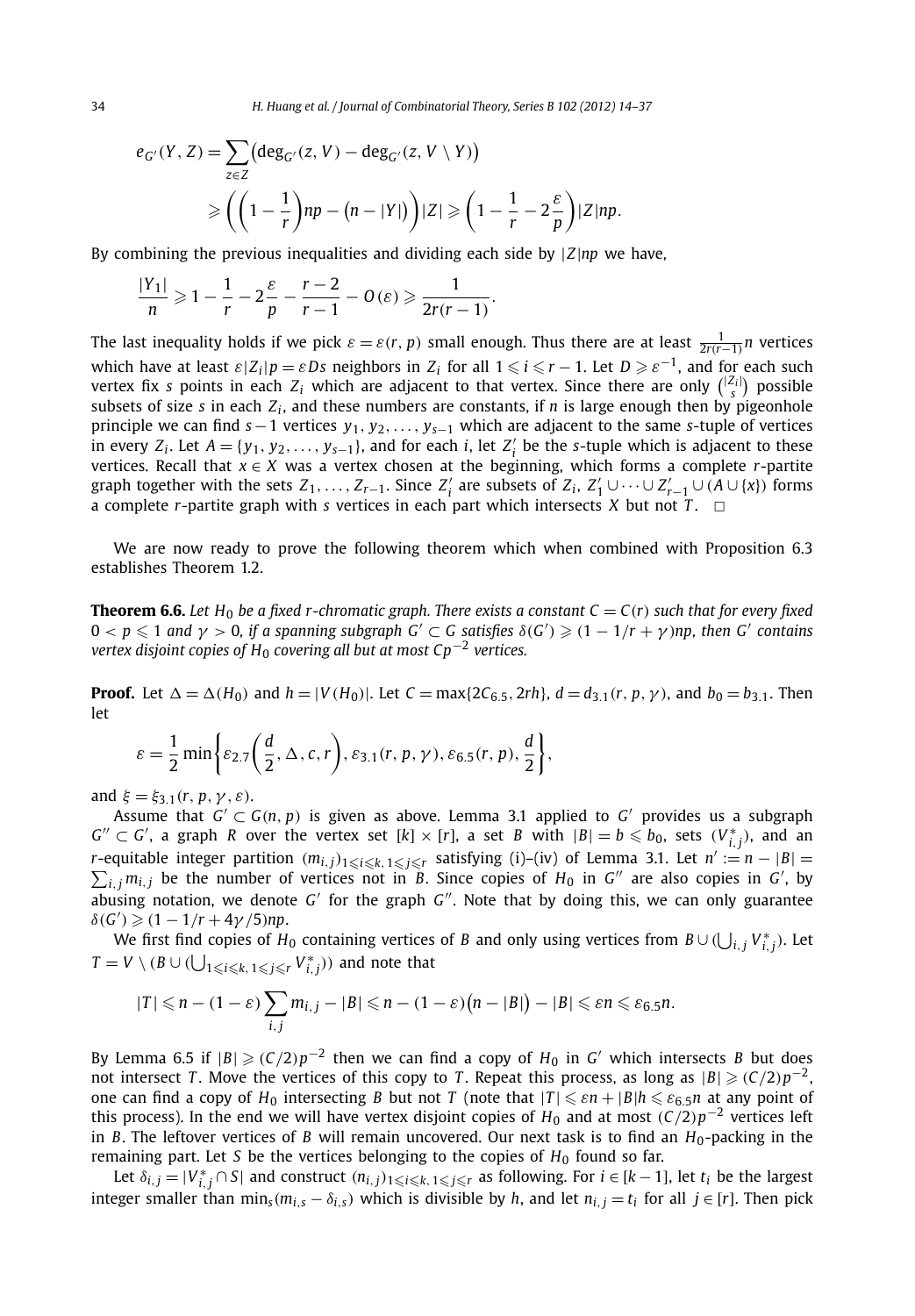$$
\begin{aligned}
e_{G'}(Y, Z) &= \sum_{z \in Z} \left(\deg_{G'}(z, V) - \deg_{G'}(z, V \setminus Y)\right) \\
&\geqslant \left(\left(1 - \frac{1}{r}\right)np - \left(n - |Y|\right)\right)|Z| \geqslant \left(1 - \frac{1}{r} - 2\frac{\varepsilon}{p}\right)|Z|np.
\end{aligned}
$$

By combining the previous inequalities and dividing each side by $|Z|np$ we have,

$$
\frac{|Y_1|}{n} \geqslant 1 - \frac{1}{r} - 2\frac{\varepsilon}{p} - \frac{r-2}{r-1} - O(\varepsilon) \geqslant \frac{1}{2r(r-1)}.
$$

The last inequality holds if we pick $\varepsilon = \varepsilon(r, p)$ small enough. Thus there are at least $\frac{1}{2r(r-1)}n$ vertices which have at least $\varepsilon|Z_i|p = \varepsilon Ds$ neighbors in $Z_i$ for all $1 \leqslant i \leqslant r-1$. Let $D \geqslant \varepsilon^{-1}$, and for each such vertex fix $s$ points in each $Z_i$ which are adjacent to that vertex. Since there are only $\binom{|Z_i|}{s}$ possible subsets of size $s$ in each $Z_i$, and these numbers are constants, if $n$ is large enough then by pigeonhole principle we can find $s-1$ vertices $y_1, y_2, \ldots, y_{s-1}$ which are adjacent to the same $s$-tuple of vertices in every $Z_i$. Let $A = \{y_1, y_2, \ldots, y_{s-1}\}$, and for each $i$, let $Z_i'$ be the $s$-tuple which is adjacent to these vertices. Recall that $x \in X$ was a vertex chosen at the beginning, which forms a complete $r$-partite graph together with the sets $Z_1, \ldots, Z_{r-1}$. Since $Z_i'$ are subsets of $Z_i$, $Z_1' \cup \cdots \cup Z_{r-1}' \cup (A \cup \{x\})$ forms a complete $r$-partite graph with $s$ vertices in each part which intersects $X$ but not $T$. $\square$

We are now ready to prove the following theorem which when combined with Proposition 6.3 establishes Theorem 1.2.

**Theorem 6.6.** *Let $H_0$ be a fixed $r$-chromatic graph. There exists a constant $C = C(r)$ such that for every fixed $0 < p \leqslant 1$ and $\gamma > 0$, if a spanning subgraph $G' \subset G$ satisfies $\delta(G') \geqslant (1 - 1/r + \gamma)np$, then $G'$ contains vertex disjoint copies of $H_0$ covering all but at most $Cp^{-2}$ vertices.*

**Proof.** Let $\Delta = \Delta(H_0)$ and $h = |V(H_0)|$. Let $C = \max\{2C_{6.5}, 2rh\}$, $d = d_{3.1}(r, p, \gamma)$, and $b_0 = b_{3.1}$. Then let

$$
\varepsilon = \frac{1}{2}\min\left\{\varepsilon_{2.7}\left(\frac{d}{2}, \Delta, c, r\right), \varepsilon_{3.1}(r, p, \gamma), \varepsilon_{6.5}(r, p), \frac{d}{2}\right\},
$$

and $\xi = \xi_{3.1}(r, p, \gamma, \varepsilon)$.

Assume that $G' \subset G(n, p)$ is given as above. Lemma 3.1 applied to $G'$ provides us a subgraph $G'' \subset G'$, a graph $R$ over the vertex set $[k] \times [r]$, a set $B$ with $|B| = b \leqslant b_0$, sets $(V_{i,j}^*)$, and an $r$-equitable integer partition $(m_{i,j})_{1 \leqslant i \leqslant k, 1 \leqslant j \leqslant r}$ satisfying (i)–(iv) of Lemma 3.1. Let $n' := n - |B| = \sum_{i,j} m_{i,j}$ be the number of vertices not in $B$. Since copies of $H_0$ in $G''$ are also copies in $G'$, by abusing notation, we denote $G'$ for the graph $G''$. Note that by doing this, we can only guarantee $\delta(G') \geqslant (1 - 1/r + 4\gamma/5)np$.

We first find copies of $H_0$ containing vertices of $B$ and only using vertices from $B \cup (\bigcup_{i,j} V_{i,j}^*)$. Let $T = V \setminus (B \cup (\bigcup_{1 \leqslant i \leqslant k, 1 \leqslant j \leqslant r} V_{i,j}^*))$ and note that

$$
|T| \leqslant n - (1-\varepsilon)\sum_{i,j} m_{i,j} - |B| \leqslant n - (1-\varepsilon)\left(n - |B|\right) - |B| \leqslant \varepsilon n \leqslant \varepsilon_{6.5} n.
$$

By Lemma 6.5 if $|B| \geqslant (C/2)p^{-2}$ then we can find a copy of $H_0$ in $G'$ which intersects $B$ but does not intersect $T$. Move the vertices of this copy to $T$. Repeat this process, as long as $|B| \geqslant (C/2)p^{-2}$, one can find a copy of $H_0$ intersecting $B$ but not $T$ (note that $|T| \leqslant \varepsilon n + |B|h \leqslant \varepsilon_{6.5} n$ at any point of this process). In the end we will have vertex disjoint copies of $H_0$ and at most $(C/2)p^{-2}$ vertices left in $B$. The leftover vertices of $B$ will remain uncovered. Our next task is to find an $H_0$-packing in the remaining part. Let $S$ be the vertices belonging to the copies of $H_0$ found so far.

Let $\delta_{i,j} = |V_{i,j}^* \cap S|$ and construct $(n_{i,j})_{1 \leqslant i \leqslant k, 1 \leqslant j \leqslant r}$ as following. For $i \in [k-1]$, let $t_i$ be the largest integer smaller than $\min_s(m_{i,s} - \delta_{i,s})$ which is divisible by $h$, and let $n_{i,j} = t_i$ for all $j \in [r]$. Then pick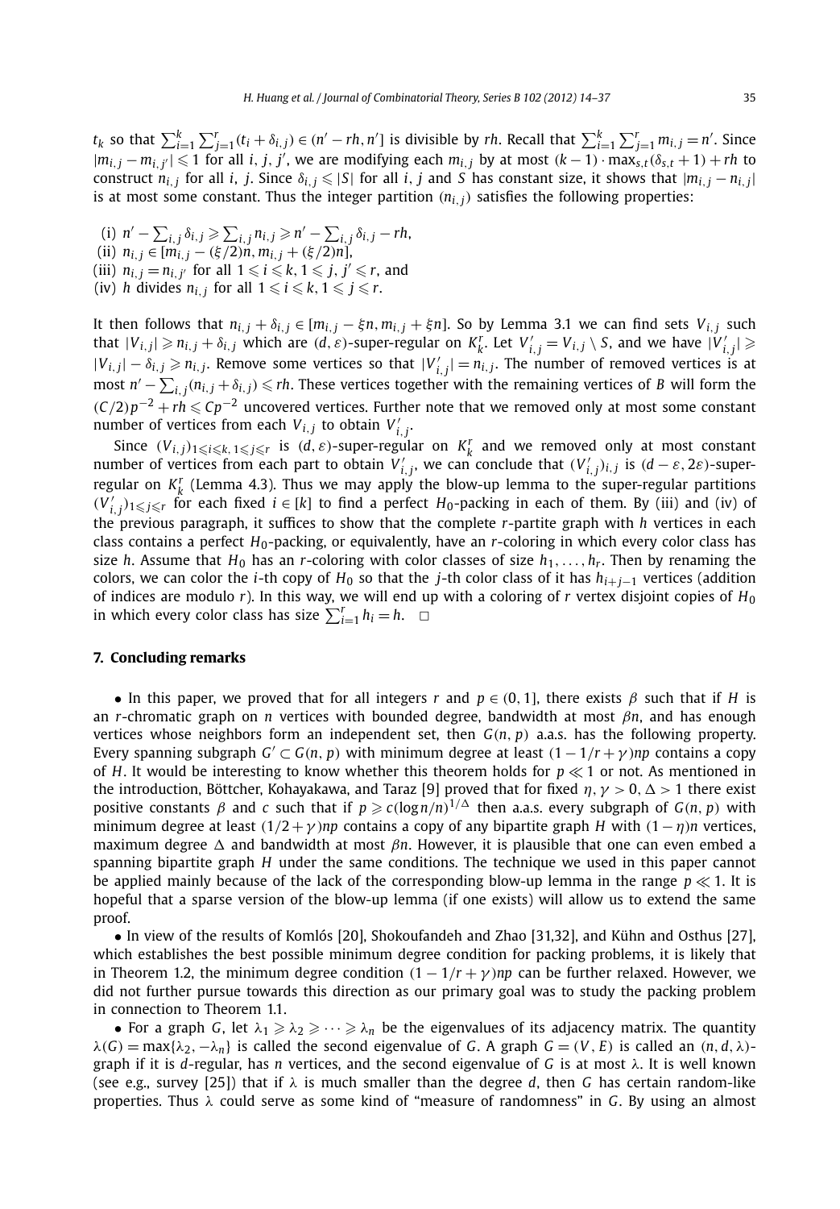$t_k$ so that $\sum_{i=1}^k \sum_{j=1}^r (t_i + \delta_{i,j}) \in (n' - rh, n']$ is divisible by $rh$. Recall that $\sum_{i=1}^k \sum_{j=1}^r m_{i,j} = n'$. Since $|m_{i,j} - m_{i,j'}| \leqslant 1$ for all $i, j, j'$, we are modifying each $m_{i,j}$ by at most $(k-1) \cdot \max_{s,t}(\delta_{s,t} + 1) + rh$ to construct $n_{i,j}$ for all $i, j$. Since $\delta_{i,j} \leqslant |S|$ for all $i, j$ and $S$ has constant size, it shows that $|m_{i,j} - n_{i,j}|$ is at most some constant. Thus the integer partition $(n_{i,j})$ satisfies the following properties:

(i) $n' - \sum_{i,j} \delta_{i,j} \geqslant \sum_{i,j} n_{i,j} \geqslant n' - \sum_{i,j} \delta_{i,j} - rh$,
(ii) $n_{i,j} \in [m_{i,j} - (\xi/2)n, m_{i,j} + (\xi/2)n]$,
(iii) $n_{i,j} = n_{i,j'}$ for all $1 \leqslant i \leqslant k$, $1 \leqslant j, j' \leqslant r$, and
(iv) $h$ divides $n_{i,j}$ for all $1 \leqslant i \leqslant k$, $1 \leqslant j \leqslant r$.

It then follows that $n_{i,j} + \delta_{i,j} \in [m_{i,j} - \xi n, m_{i,j} + \xi n]$. So by Lemma 3.1 we can find sets $V_{i,j}$ such that $|V_{i,j}| \geqslant n_{i,j} + \delta_{i,j}$ which are $(d, \varepsilon)$-super-regular on $K_k^r$. Let $V'_{i,j} = V_{i,j} \setminus S$, and we have $|V'_{i,j}| \geqslant |V_{i,j}| - \delta_{i,j} \geqslant n_{i,j}$. Remove some vertices so that $|V'_{i,j}| = n_{i,j}$. The number of removed vertices is at most $n' - \sum_{i,j}(n_{i,j} + \delta_{i,j}) \leqslant rh$. These vertices together with the remaining vertices of $B$ will form the $(C/2)p^{-2} + rh \leqslant Cp^{-2}$ uncovered vertices. Further note that we removed only at most some constant number of vertices from each $V_{i,j}$ to obtain $V'_{i,j}$.

Since $(V_{i,j})_{1 \leqslant i \leqslant k, 1 \leqslant j \leqslant r}$ is $(d, \varepsilon)$-super-regular on $K_k^r$ and we removed only at most constant number of vertices from each part to obtain $V'_{i,j}$, we can conclude that $(V'_{i,j})_{i,j}$ is $(d - \varepsilon, 2\varepsilon)$-super-regular on $K_k^r$ (Lemma 4.3). Thus we may apply the blow-up lemma to the super-regular partitions $(V'_{i,j})_{1 \leqslant j \leqslant r}$ for each fixed $i \in [k]$ to find a perfect $H_0$-packing in each of them. By (iii) and (iv) of the previous paragraph, it suffices to show that the complete $r$-partite graph with $h$ vertices in each class contains a perfect $H_0$-packing, or equivalently, have an $r$-coloring in which every color class has size $h$. Assume that $H_0$ has an $r$-coloring with color classes of size $h_1, \dots, h_r$. Then by renaming the colors, we can color the $i$-th copy of $H_0$ so that the $j$-th color class of it has $h_{i+j-1}$ vertices (addition of indices are modulo $r$). In this way, we will end up with a coloring of $r$ vertex disjoint copies of $H_0$ in which every color class has size $\sum_{i=1}^r h_i = h$. $\square$

## 7. Concluding remarks

- In this paper, we proved that for all integers $r$ and $p \in (0, 1]$, there exists $\beta$ such that if $H$ is an $r$-chromatic graph on $n$ vertices with bounded degree, bandwidth at most $\beta n$, and has enough vertices whose neighbors form an independent set, then $G(n, p)$ a.a.s. has the following property. Every spanning subgraph $G' \subset G(n, p)$ with minimum degree at least $(1 - 1/r + \gamma)np$ contains a copy of $H$. It would be interesting to know whether this theorem holds for $p \ll 1$ or not. As mentioned in the introduction, Böttcher, Kohayakawa, and Taraz [9] proved that for fixed $\eta, \gamma > 0$, $\Delta > 1$ there exist positive constants $\beta$ and $c$ such that if $p \geqslant c(\log n/n)^{1/\Delta}$ then a.a.s. every subgraph of $G(n, p)$ with minimum degree at least $(1/2 + \gamma)np$ contains a copy of any bipartite graph $H$ with $(1 - \eta)n$ vertices, maximum degree $\Delta$ and bandwidth at most $\beta n$. However, it is plausible that one can even embed a spanning bipartite graph $H$ under the same conditions. The technique we used in this paper cannot be applied mainly because of the lack of the corresponding blow-up lemma in the range $p \ll 1$. It is hopeful that a sparse version of the blow-up lemma (if one exists) will allow us to extend the same proof.
- In view of the results of Komlós [20], Shokoufandeh and Zhao [31,32], and Kühn and Osthus [27], which establishes the best possible minimum degree condition for packing problems, it is likely that in Theorem 1.2, the minimum degree condition $(1 - 1/r + \gamma)np$ can be further relaxed. However, we did not further pursue towards this direction as our primary goal was to study the packing problem in connection to Theorem 1.1.
- For a graph $G$, let $\lambda_1 \geqslant \lambda_2 \geqslant \cdots \geqslant \lambda_n$ be the eigenvalues of its adjacency matrix. The quantity $\lambda(G) = \max\{\lambda_2, -\lambda_n\}$ is called the second eigenvalue of $G$. A graph $G = (V, E)$ is called an $(n, d, \lambda)$-graph if it is $d$-regular, has $n$ vertices, and the second eigenvalue of $G$ is at most $\lambda$. It is well known (see e.g., survey [25]) that if $\lambda$ is much smaller than the degree $d$, then $G$ has certain random-like properties. Thus $\lambda$ could serve as some kind of "measure of randomness" in $G$. By using an almost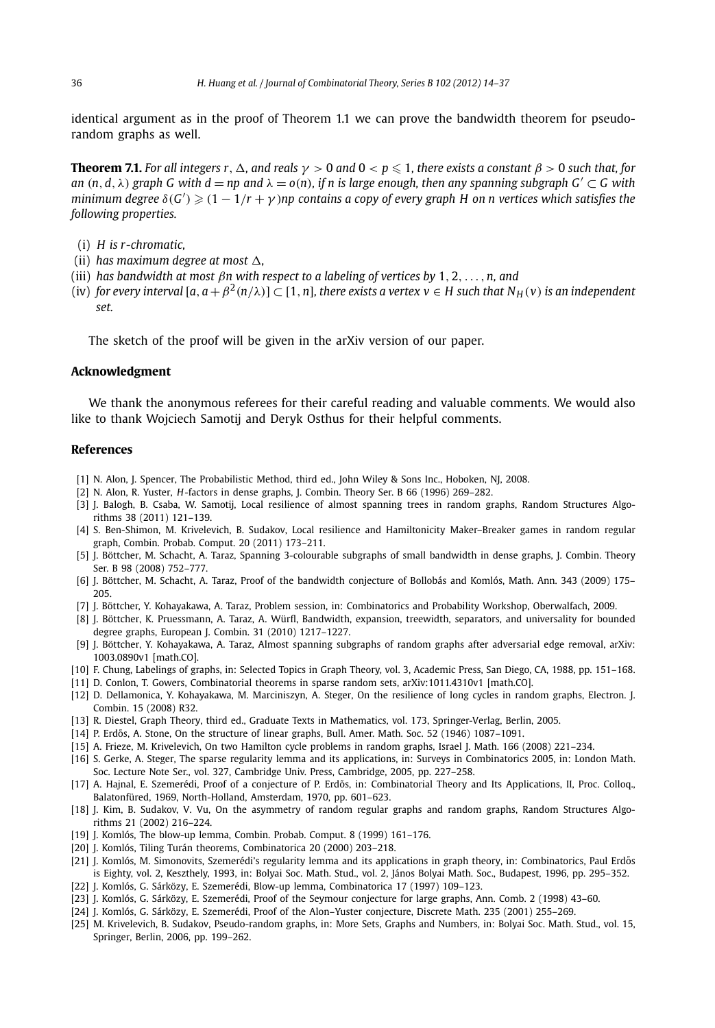identical argument as in the proof of Theorem 1.1 we can prove the bandwidth theorem for pseudo-random graphs as well.

**Theorem 7.1.** *For all integers $r$, $\Delta$, and reals $\gamma > 0$ and $0 < p \leqslant 1$, there exists a constant $\beta > 0$ such that, for an $(n, d, \lambda)$ graph $G$ with $d = np$ and $\lambda = o(n)$, if $n$ is large enough, then any spanning subgraph $G' \subset G$ with minimum degree $\delta(G') \geqslant (1 - 1/r + \gamma)np$ contains a copy of every graph $H$ on $n$ vertices which satisfies the following properties.*

- (i) *$H$ is $r$-chromatic,*
- (ii) *has maximum degree at most $\Delta$,*
- (iii) *has bandwidth at most $\beta n$ with respect to a labeling of vertices by $1, 2, \ldots, n$, and*
- (iv) *for every interval $[a, a + \beta^2(n/\lambda)] \subset [1, n]$, there exists a vertex $v \in H$ such that $N_H(v)$ is an independent set.*

The sketch of the proof will be given in the arXiv version of our paper.

### Acknowledgment

We thank the anonymous referees for their careful reading and valuable comments. We would also like to thank Wojciech Samotij and Deryk Osthus for their helpful comments.

### References

[1] N. Alon, J. Spencer, The Probabilistic Method, third ed., John Wiley & Sons Inc., Hoboken, NJ, 2008.

[2] N. Alon, R. Yuster, *H*-factors in dense graphs, J. Combin. Theory Ser. B 66 (1996) 269–282.

[3] J. Balogh, B. Csaba, W. Samotij, Local resilience of almost spanning trees in random graphs, Random Structures Algorithms 38 (2011) 121–139.

[4] S. Ben-Shimon, M. Krivelevich, B. Sudakov, Local resilience and Hamiltonicity Maker–Breaker games in random regular graph, Combin. Probab. Comput. 20 (2011) 173–211.

[5] J. Böttcher, M. Schacht, A. Taraz, Spanning 3-colourable subgraphs of small bandwidth in dense graphs, J. Combin. Theory Ser. B 98 (2008) 752–777.

[6] J. Böttcher, M. Schacht, A. Taraz, Proof of the bandwidth conjecture of Bollobás and Komlós, Math. Ann. 343 (2009) 175–205.

[7] J. Böttcher, Y. Kohayakawa, A. Taraz, Problem session, in: Combinatorics and Probability Workshop, Oberwalfach, 2009.

[8] J. Böttcher, K. Pruessmann, A. Taraz, A. Würfl, Bandwidth, expansion, treewidth, separators, and universality for bounded degree graphs, European J. Combin. 31 (2010) 1217–1227.

[9] J. Böttcher, Y. Kohayakawa, A. Taraz, Almost spanning subgraphs of random graphs after adversarial edge removal, arXiv: 1003.0890v1 [math.CO].

[10] F. Chung, Labelings of graphs, in: Selected Topics in Graph Theory, vol. 3, Academic Press, San Diego, CA, 1988, pp. 151–168.

[11] D. Conlon, T. Gowers, Combinatorial theorems in sparse random sets, arXiv:1011.4310v1 [math.CO].

[12] D. Dellamonica, Y. Kohayakawa, M. Marciniszyn, A. Steger, On the resilience of long cycles in random graphs, Electron. J. Combin. 15 (2008) R32.

[13] R. Diestel, Graph Theory, third ed., Graduate Texts in Mathematics, vol. 173, Springer-Verlag, Berlin, 2005.

[14] P. Erdős, A. Stone, On the structure of linear graphs, Bull. Amer. Math. Soc. 52 (1946) 1087–1091.

[15] A. Frieze, M. Krivelevich, On two Hamilton cycle problems in random graphs, Israel J. Math. 166 (2008) 221–234.

[16] S. Gerke, A. Steger, The sparse regularity lemma and its applications, in: Surveys in Combinatorics 2005, in: London Math. Soc. Lecture Note Ser., vol. 327, Cambridge Univ. Press, Cambridge, 2005, pp. 227–258.

[17] A. Hajnal, E. Szemerédi, Proof of a conjecture of P. Erdős, in: Combinatorial Theory and Its Applications, II, Proc. Colloq., Balatonfüred, 1969, North-Holland, Amsterdam, 1970, pp. 601–623.

[18] J. Kim, B. Sudakov, V. Vu, On the asymmetry of random regular graphs and random graphs, Random Structures Algorithms 21 (2002) 216–224.

[19] J. Komlós, The blow-up lemma, Combin. Probab. Comput. 8 (1999) 161–176.

[20] J. Komlós, Tiling Turán theorems, Combinatorica 20 (2000) 203–218.

[21] J. Komlós, M. Simonovits, Szemerédi's regularity lemma and its applications in graph theory, in: Combinatorics, Paul Erdős is Eighty, vol. 2, Keszthely, 1993, in: Bolyai Soc. Math. Stud., vol. 2, János Bolyai Math. Soc., Budapest, 1996, pp. 295–352.

[22] J. Komlós, G. Sárközy, E. Szemerédi, Blow-up lemma, Combinatorica 17 (1997) 109–123.

[23] J. Komlós, G. Sárközy, E. Szemerédi, Proof of the Seymour conjecture for large graphs, Ann. Comb. 2 (1998) 43–60.

[24] J. Komlós, G. Sárközy, E. Szemerédi, Proof of the Alon–Yuster conjecture, Discrete Math. 235 (2001) 255–269.

[25] M. Krivelevich, B. Sudakov, Pseudo-random graphs, in: More Sets, Graphs and Numbers, in: Bolyai Soc. Math. Stud., vol. 15, Springer, Berlin, 2006, pp. 199–262.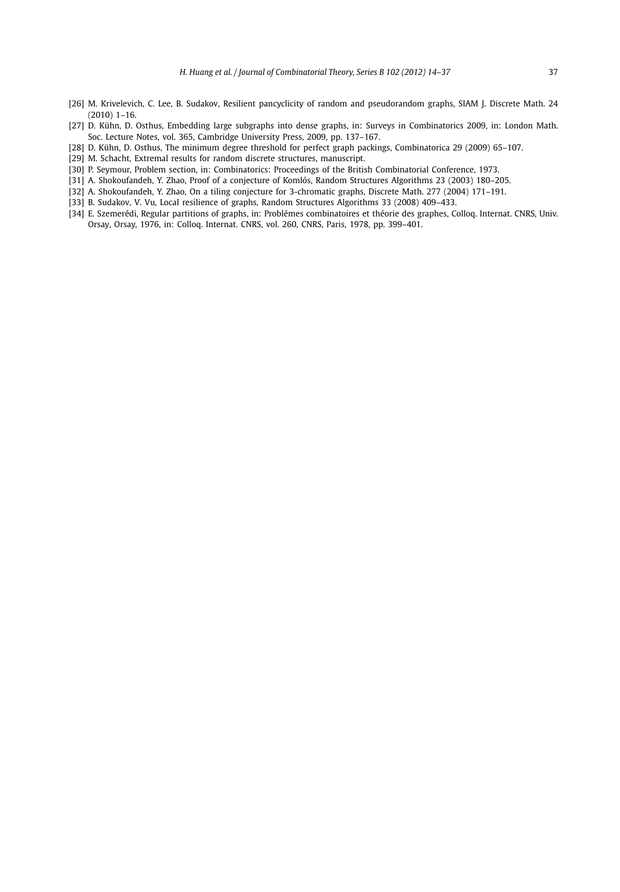[26] M. Krivelevich, C. Lee, B. Sudakov, Resilient pancyclicity of random and pseudorandom graphs, SIAM J. Discrete Math. 24 (2010) 1–16.

[27] D. Kühn, D. Osthus, Embedding large subgraphs into dense graphs, in: Surveys in Combinatorics 2009, in: London Math. Soc. Lecture Notes, vol. 365, Cambridge University Press, 2009, pp. 137–167.

[28] D. Kühn, D. Osthus, The minimum degree threshold for perfect graph packings, Combinatorica 29 (2009) 65–107.

[29] M. Schacht, Extremal results for random discrete structures, manuscript.

[30] P. Seymour, Problem section, in: Combinatorics: Proceedings of the British Combinatorial Conference, 1973.

[31] A. Shokoufandeh, Y. Zhao, Proof of a conjecture of Komlós, Random Structures Algorithms 23 (2003) 180–205.

[32] A. Shokoufandeh, Y. Zhao, On a tiling conjecture for 3-chromatic graphs, Discrete Math. 277 (2004) 171–191.

[33] B. Sudakov, V. Vu, Local resilience of graphs, Random Structures Algorithms 33 (2008) 409–433.

[34] E. Szemerédi, Regular partitions of graphs, in: Problémes combinatoires et théorie des graphes, Colloq. Internat. CNRS, Univ. Orsay, Orsay, 1976, in: Colloq. Internat. CNRS, vol. 260, CNRS, Paris, 1978, pp. 399–401.